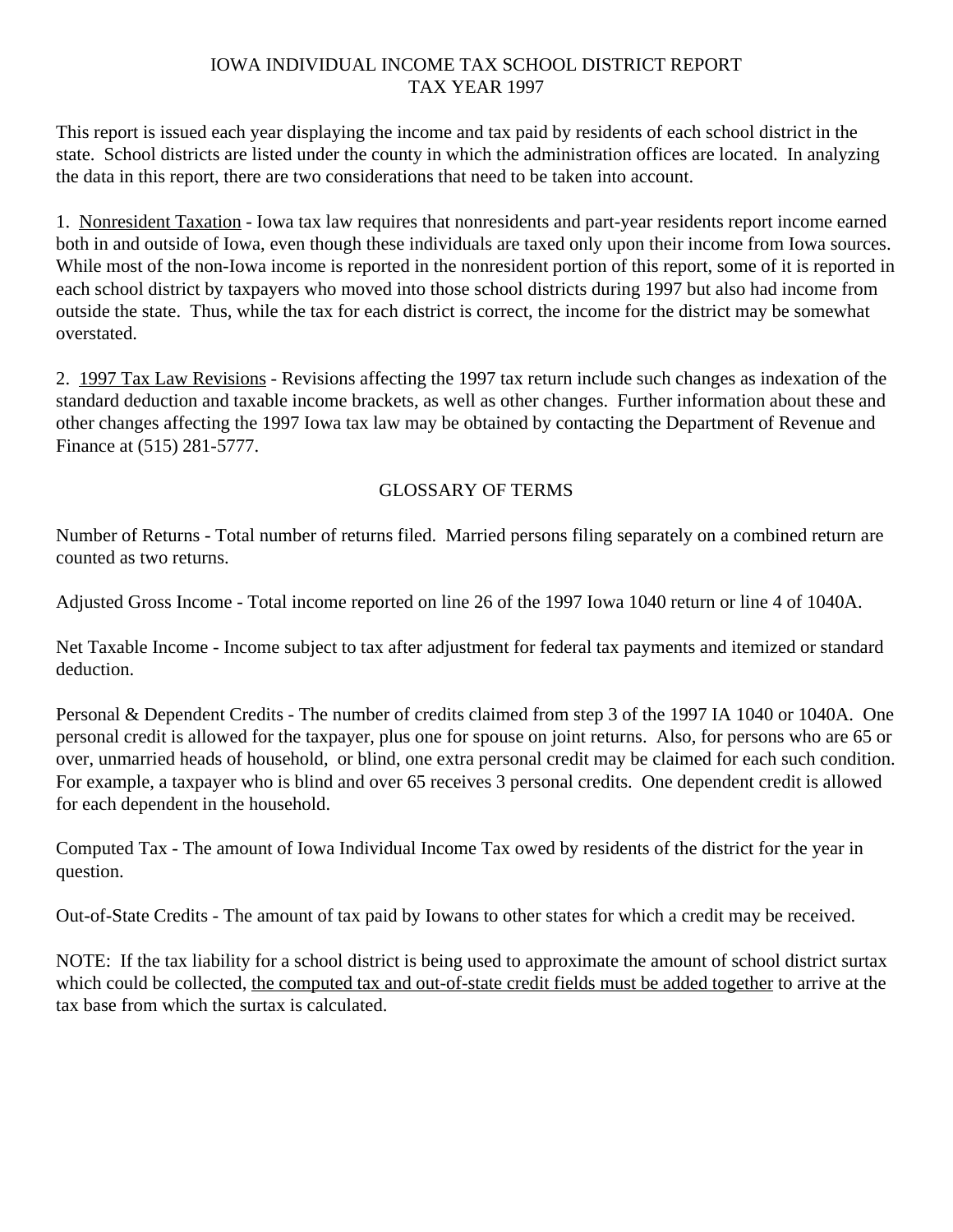# IOWA INDIVIDUAL INCOME TAX SCHOOL DISTRICT REPORT
## TAX YEAR 1997

This report is issued each year displaying the income and tax paid by residents of each school district in the state. School districts are listed under the county in which the administration offices are located. In analyzing the data in this report, there are two considerations that need to be taken into account.

1. <u>Nonresident Taxation</u> - Iowa tax law requires that nonresidents and part-year residents report income earned both in and outside of Iowa, even though these individuals are taxed only upon their income from Iowa sources. While most of the non-Iowa income is reported in the nonresident portion of this report, some of it is reported in each school district by taxpayers who moved into those school districts during 1997 but also had income from outside the state. Thus, while the tax for each district is correct, the income for the district may be somewhat overstated.

2. <u>1997 Tax Law Revisions</u> - Revisions affecting the 1997 tax return include such changes as indexation of the standard deduction and taxable income brackets, as well as other changes. Further information about these and other changes affecting the 1997 Iowa tax law may be obtained by contacting the Department of Revenue and Finance at (515) 281-5777.

## GLOSSARY OF TERMS

Number of Returns - Total number of returns filed. Married persons filing separately on a combined return are counted as two returns.

Adjusted Gross Income - Total income reported on line 26 of the 1997 Iowa 1040 return or line 4 of 1040A.

Net Taxable Income - Income subject to tax after adjustment for federal tax payments and itemized or standard deduction.

Personal & Dependent Credits - The number of credits claimed from step 3 of the 1997 IA 1040 or 1040A. One personal credit is allowed for the taxpayer, plus one for spouse on joint returns. Also, for persons who are 65 or over, unmarried heads of household, or blind, one extra personal credit may be claimed for each such condition. For example, a taxpayer who is blind and over 65 receives 3 personal credits. One dependent credit is allowed for each dependent in the household.

Computed Tax - The amount of Iowa Individual Income Tax owed by residents of the district for the year in question.

Out-of-State Credits - The amount of tax paid by Iowans to other states for which a credit may be received.

NOTE: If the tax liability for a school district is being used to approximate the amount of school district surtax which could be collected, <u>the computed tax and out-of-state credit fields must be added together</u> to arrive at the tax base from which the surtax is calculated.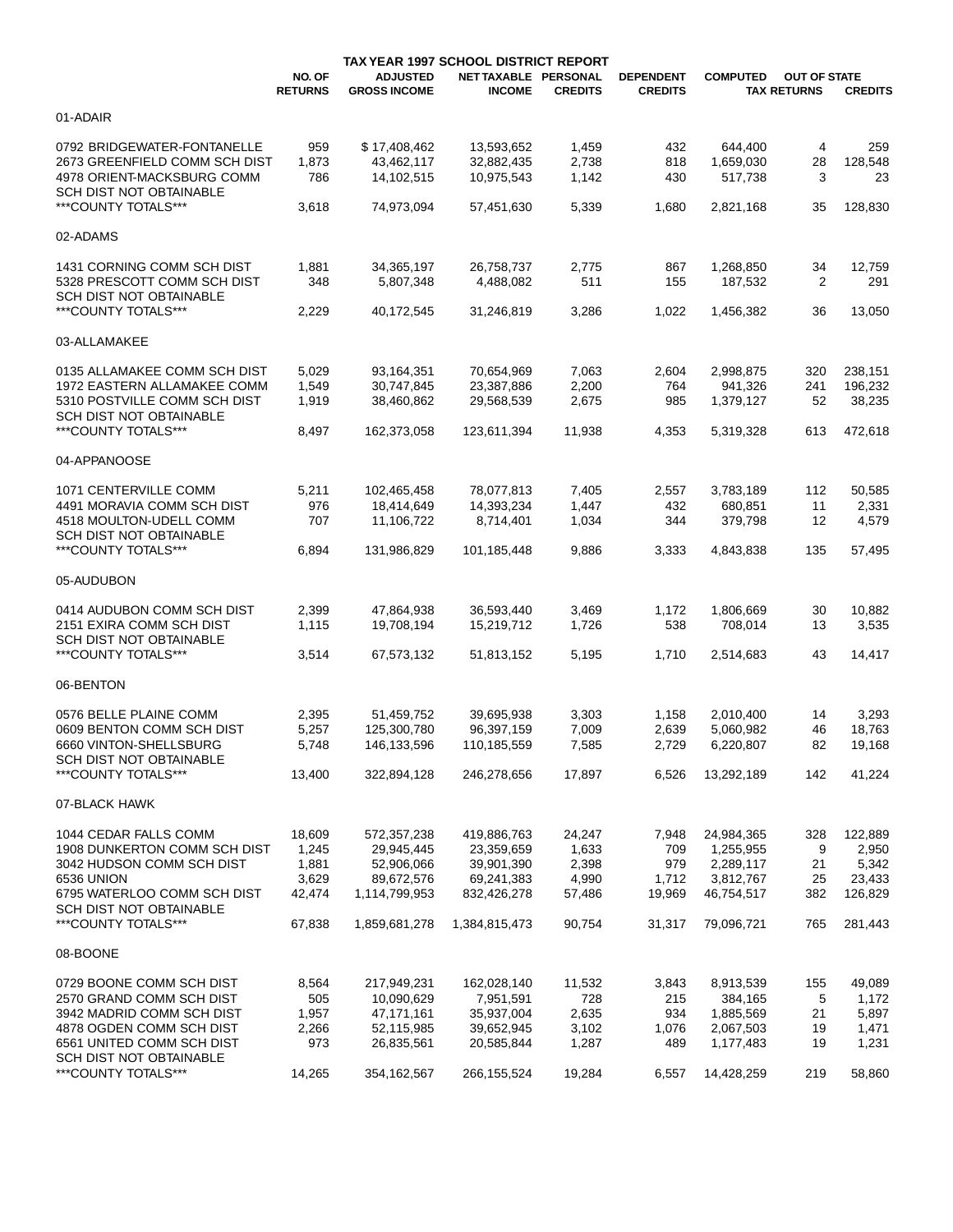# TAX YEAR 1997 SCHOOL DISTRICT REPORT

| | NO. OF RETURNS | ADJUSTED GROSS INCOME | NET TAXABLE INCOME | PERSONAL CREDITS | DEPENDENT CREDITS | COMPUTED TAX | OUT OF STATE RETURNS | CREDITS |
|---|---|---|---|---|---|---|---|---|
| 01-ADAIR | | | | | | | | |
| 0792 BRIDGEWATER-FONTANELLE | 959 | $ 17,408,462 | 13,593,652 | 1,459 | 432 | 644,400 | 4 | 259 |
| 2673 GREENFIELD COMM SCH DIST | 1,873 | 43,462,117 | 32,882,435 | 2,738 | 818 | 1,659,030 | 28 | 128,548 |
| 4978 ORIENT-MACKSBURG COMM | 786 | 14,102,515 | 10,975,543 | 1,142 | 430 | 517,738 | 3 | 23 |
| SCH DIST NOT OBTAINABLE | | | | | | | | |
| ***COUNTY TOTALS*** | 3,618 | 74,973,094 | 57,451,630 | 5,339 | 1,680 | 2,821,168 | 35 | 128,830 |
| 02-ADAMS | | | | | | | | |
| 1431 CORNING COMM SCH DIST | 1,881 | 34,365,197 | 26,758,737 | 2,775 | 867 | 1,268,850 | 34 | 12,759 |
| 5328 PRESCOTT COMM SCH DIST | 348 | 5,807,348 | 4,488,082 | 511 | 155 | 187,532 | 2 | 291 |
| SCH DIST NOT OBTAINABLE | | | | | | | | |
| ***COUNTY TOTALS*** | 2,229 | 40,172,545 | 31,246,819 | 3,286 | 1,022 | 1,456,382 | 36 | 13,050 |
| 03-ALLAMAKEE | | | | | | | | |
| 0135 ALLAMAKEE COMM SCH DIST | 5,029 | 93,164,351 | 70,654,969 | 7,063 | 2,604 | 2,998,875 | 320 | 238,151 |
| 1972 EASTERN ALLAMAKEE COMM | 1,549 | 30,747,845 | 23,387,886 | 2,200 | 764 | 941,326 | 241 | 196,232 |
| 5310 POSTVILLE COMM SCH DIST | 1,919 | 38,460,862 | 29,568,539 | 2,675 | 985 | 1,379,127 | 52 | 38,235 |
| SCH DIST NOT OBTAINABLE | | | | | | | | |
| ***COUNTY TOTALS*** | 8,497 | 162,373,058 | 123,611,394 | 11,938 | 4,353 | 5,319,328 | 613 | 472,618 |
| 04-APPANOOSE | | | | | | | | |
| 1071 CENTERVILLE COMM | 5,211 | 102,465,458 | 78,077,813 | 7,405 | 2,557 | 3,783,189 | 112 | 50,585 |
| 4491 MORAVIA COMM SCH DIST | 976 | 18,414,649 | 14,393,234 | 1,447 | 432 | 680,851 | 11 | 2,331 |
| 4518 MOULTON-UDELL COMM | 707 | 11,106,722 | 8,714,401 | 1,034 | 344 | 379,798 | 12 | 4,579 |
| SCH DIST NOT OBTAINABLE | | | | | | | | |
| ***COUNTY TOTALS*** | 6,894 | 131,986,829 | 101,185,448 | 9,886 | 3,333 | 4,843,838 | 135 | 57,495 |
| 05-AUDUBON | | | | | | | | |
| 0414 AUDUBON COMM SCH DIST | 2,399 | 47,864,938 | 36,593,440 | 3,469 | 1,172 | 1,806,669 | 30 | 10,882 |
| 2151 EXIRA COMM SCH DIST | 1,115 | 19,708,194 | 15,219,712 | 1,726 | 538 | 708,014 | 13 | 3,535 |
| SCH DIST NOT OBTAINABLE | | | | | | | | |
| ***COUNTY TOTALS*** | 3,514 | 67,573,132 | 51,813,152 | 5,195 | 1,710 | 2,514,683 | 43 | 14,417 |
| 06-BENTON | | | | | | | | |
| 0576 BELLE PLAINE COMM | 2,395 | 51,459,752 | 39,695,938 | 3,303 | 1,158 | 2,010,400 | 14 | 3,293 |
| 0609 BENTON COMM SCH DIST | 5,257 | 125,300,780 | 96,397,159 | 7,009 | 2,639 | 5,060,982 | 46 | 18,763 |
| 6660 VINTON-SHELLSBURG | 5,748 | 146,133,596 | 110,185,559 | 7,585 | 2,729 | 6,220,807 | 82 | 19,168 |
| SCH DIST NOT OBTAINABLE | | | | | | | | |
| ***COUNTY TOTALS*** | 13,400 | 322,894,128 | 246,278,656 | 17,897 | 6,526 | 13,292,189 | 142 | 41,224 |
| 07-BLACK HAWK | | | | | | | | |
| 1044 CEDAR FALLS COMM | 18,609 | 572,357,238 | 419,886,763 | 24,247 | 7,948 | 24,984,365 | 328 | 122,889 |
| 1908 DUNKERTON COMM SCH DIST | 1,245 | 29,945,445 | 23,359,659 | 1,633 | 709 | 1,255,955 | 9 | 2,950 |
| 3042 HUDSON COMM SCH DIST | 1,881 | 52,906,066 | 39,901,390 | 2,398 | 979 | 2,289,117 | 21 | 5,342 |
| 6536 UNION | 3,629 | 89,672,576 | 69,241,383 | 4,990 | 1,712 | 3,812,767 | 25 | 23,433 |
| 6795 WATERLOO COMM SCH DIST | 42,474 | 1,114,799,953 | 832,426,278 | 57,486 | 19,969 | 46,754,517 | 382 | 126,829 |
| SCH DIST NOT OBTAINABLE | | | | | | | | |
| ***COUNTY TOTALS*** | 67,838 | 1,859,681,278 | 1,384,815,473 | 90,754 | 31,317 | 79,096,721 | 765 | 281,443 |
| 08-BOONE | | | | | | | | |
| 0729 BOONE COMM SCH DIST | 8,564 | 217,949,231 | 162,028,140 | 11,532 | 3,843 | 8,913,539 | 155 | 49,089 |
| 2570 GRAND COMM SCH DIST | 505 | 10,090,629 | 7,951,591 | 728 | 215 | 384,165 | 5 | 1,172 |
| 3942 MADRID COMM SCH DIST | 1,957 | 47,171,161 | 35,937,004 | 2,635 | 934 | 1,885,569 | 21 | 5,897 |
| 4878 OGDEN COMM SCH DIST | 2,266 | 52,115,985 | 39,652,945 | 3,102 | 1,076 | 2,067,503 | 19 | 1,471 |
| 6561 UNITED COMM SCH DIST | 973 | 26,835,561 | 20,585,844 | 1,287 | 489 | 1,177,483 | 19 | 1,231 |
| SCH DIST NOT OBTAINABLE | | | | | | | | |
| ***COUNTY TOTALS*** | 14,265 | 354,162,567 | 266,155,524 | 19,284 | 6,557 | 14,428,259 | 219 | 58,860 |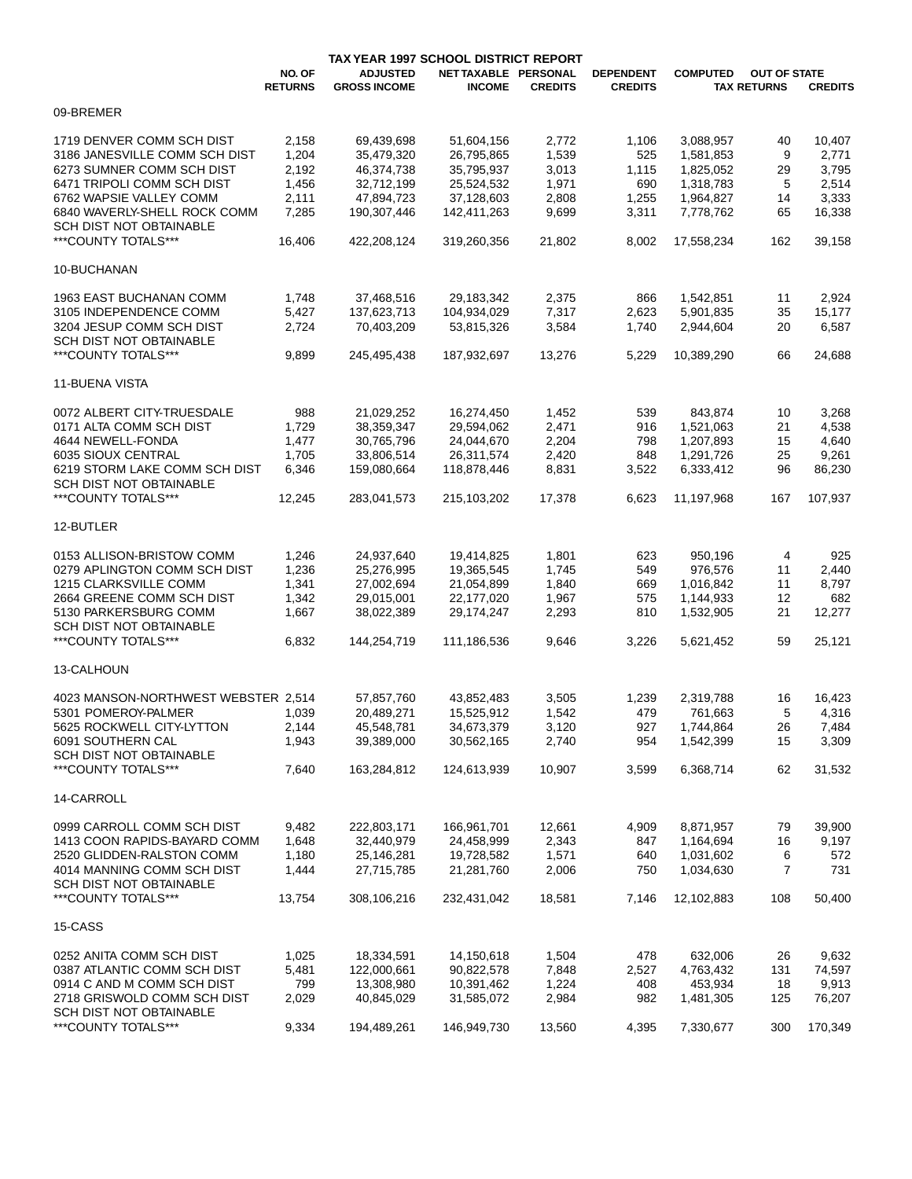# TAX YEAR 1997 SCHOOL DISTRICT REPORT

| | NO. OF RETURNS | ADJUSTED GROSS INCOME | NET TAXABLE INCOME | PERSONAL CREDITS | DEPENDENT CREDITS | COMPUTED TAX | OUT OF STATE RETURNS | CREDITS |
|---|---|---|---|---|---|---|---|---|
| 09-BREMER | | | | | | | | |
| 1719 DENVER COMM SCH DIST | 2,158 | 69,439,698 | 51,604,156 | 2,772 | 1,106 | 3,088,957 | 40 | 10,407 |
| 3186 JANESVILLE COMM SCH DIST | 1,204 | 35,479,320 | 26,795,865 | 1,539 | 525 | 1,581,853 | 9 | 2,771 |
| 6273 SUMNER COMM SCH DIST | 2,192 | 46,374,738 | 35,795,937 | 3,013 | 1,115 | 1,825,052 | 29 | 3,795 |
| 6471 TRIPOLI COMM SCH DIST | 1,456 | 32,712,199 | 25,524,532 | 1,971 | 690 | 1,318,783 | 5 | 2,514 |
| 6762 WAPSIE VALLEY COMM | 2,111 | 47,894,723 | 37,128,603 | 2,808 | 1,255 | 1,964,827 | 14 | 3,333 |
| 6840 WAVERLY-SHELL ROCK COMM | 7,285 | 190,307,446 | 142,411,263 | 9,699 | 3,311 | 7,778,762 | 65 | 16,338 |
| SCH DIST NOT OBTAINABLE | | | | | | | | |
| ***COUNTY TOTALS*** | 16,406 | 422,208,124 | 319,260,356 | 21,802 | 8,002 | 17,558,234 | 162 | 39,158 |
| 10-BUCHANAN | | | | | | | | |
| 1963 EAST BUCHANAN COMM | 1,748 | 37,468,516 | 29,183,342 | 2,375 | 866 | 1,542,851 | 11 | 2,924 |
| 3105 INDEPENDENCE COMM | 5,427 | 137,623,713 | 104,934,029 | 7,317 | 2,623 | 5,901,835 | 35 | 15,177 |
| 3204 JESUP COMM SCH DIST | 2,724 | 70,403,209 | 53,815,326 | 3,584 | 1,740 | 2,944,604 | 20 | 6,587 |
| SCH DIST NOT OBTAINABLE | | | | | | | | |
| ***COUNTY TOTALS*** | 9,899 | 245,495,438 | 187,932,697 | 13,276 | 5,229 | 10,389,290 | 66 | 24,688 |
| 11-BUENA VISTA | | | | | | | | |
| 0072 ALBERT CITY-TRUESDALE | 988 | 21,029,252 | 16,274,450 | 1,452 | 539 | 843,874 | 10 | 3,268 |
| 0171 ALTA COMM SCH DIST | 1,729 | 38,359,347 | 29,594,062 | 2,471 | 916 | 1,521,063 | 21 | 4,538 |
| 4644 NEWELL-FONDA | 1,477 | 30,765,796 | 24,044,670 | 2,204 | 798 | 1,207,893 | 15 | 4,640 |
| 6035 SIOUX CENTRAL | 1,705 | 33,806,514 | 26,311,574 | 2,420 | 848 | 1,291,726 | 25 | 9,261 |
| 6219 STORM LAKE COMM SCH DIST | 6,346 | 159,080,664 | 118,878,446 | 8,831 | 3,522 | 6,333,412 | 96 | 86,230 |
| SCH DIST NOT OBTAINABLE | | | | | | | | |
| ***COUNTY TOTALS*** | 12,245 | 283,041,573 | 215,103,202 | 17,378 | 6,623 | 11,197,968 | 167 | 107,937 |
| 12-BUTLER | | | | | | | | |
| 0153 ALLISON-BRISTOW COMM | 1,246 | 24,937,640 | 19,414,825 | 1,801 | 623 | 950,196 | 4 | 925 |
| 0279 APLINGTON COMM SCH DIST | 1,236 | 25,276,995 | 19,365,545 | 1,745 | 549 | 976,576 | 11 | 2,440 |
| 1215 CLARKSVILLE COMM | 1,341 | 27,002,694 | 21,054,899 | 1,840 | 669 | 1,016,842 | 11 | 8,797 |
| 2664 GREENE COMM SCH DIST | 1,342 | 29,015,001 | 22,177,020 | 1,967 | 575 | 1,144,933 | 12 | 682 |
| 5130 PARKERSBURG COMM | 1,667 | 38,022,389 | 29,174,247 | 2,293 | 810 | 1,532,905 | 21 | 12,277 |
| SCH DIST NOT OBTAINABLE | | | | | | | | |
| ***COUNTY TOTALS*** | 6,832 | 144,254,719 | 111,186,536 | 9,646 | 3,226 | 5,621,452 | 59 | 25,121 |
| 13-CALHOUN | | | | | | | | |
| 4023 MANSON-NORTHWEST WEBSTER | 2,514 | 57,857,760 | 43,852,483 | 3,505 | 1,239 | 2,319,788 | 16 | 16,423 |
| 5301 POMEROY-PALMER | 1,039 | 20,489,271 | 15,525,912 | 1,542 | 479 | 761,663 | 5 | 4,316 |
| 5625 ROCKWELL CITY-LYTTON | 2,144 | 45,548,781 | 34,673,379 | 3,120 | 927 | 1,744,864 | 26 | 7,484 |
| 6091 SOUTHERN CAL | 1,943 | 39,389,000 | 30,562,165 | 2,740 | 954 | 1,542,399 | 15 | 3,309 |
| SCH DIST NOT OBTAINABLE | | | | | | | | |
| ***COUNTY TOTALS*** | 7,640 | 163,284,812 | 124,613,939 | 10,907 | 3,599 | 6,368,714 | 62 | 31,532 |
| 14-CARROLL | | | | | | | | |
| 0999 CARROLL COMM SCH DIST | 9,482 | 222,803,171 | 166,961,701 | 12,661 | 4,909 | 8,871,957 | 79 | 39,900 |
| 1413 COON RAPIDS-BAYARD COMM | 1,648 | 32,440,979 | 24,458,999 | 2,343 | 847 | 1,164,694 | 16 | 9,197 |
| 2520 GLIDDEN-RALSTON COMM | 1,180 | 25,146,281 | 19,728,582 | 1,571 | 640 | 1,031,602 | 6 | 572 |
| 4014 MANNING COMM SCH DIST | 1,444 | 27,715,785 | 21,281,760 | 2,006 | 750 | 1,034,630 | 7 | 731 |
| SCH DIST NOT OBTAINABLE | | | | | | | | |
| ***COUNTY TOTALS*** | 13,754 | 308,106,216 | 232,431,042 | 18,581 | 7,146 | 12,102,883 | 108 | 50,400 |
| 15-CASS | | | | | | | | |
| 0252 ANITA COMM SCH DIST | 1,025 | 18,334,591 | 14,150,618 | 1,504 | 478 | 632,006 | 26 | 9,632 |
| 0387 ATLANTIC COMM SCH DIST | 5,481 | 122,000,661 | 90,822,578 | 7,848 | 2,527 | 4,763,432 | 131 | 74,597 |
| 0914 C AND M COMM SCH DIST | 799 | 13,308,980 | 10,391,462 | 1,224 | 408 | 453,934 | 18 | 9,913 |
| 2718 GRISWOLD COMM SCH DIST | 2,029 | 40,845,029 | 31,585,072 | 2,984 | 982 | 1,481,305 | 125 | 76,207 |
| SCH DIST NOT OBTAINABLE | | | | | | | | |
| ***COUNTY TOTALS*** | 9,334 | 194,489,261 | 146,949,730 | 13,560 | 4,395 | 7,330,677 | 300 | 170,349 |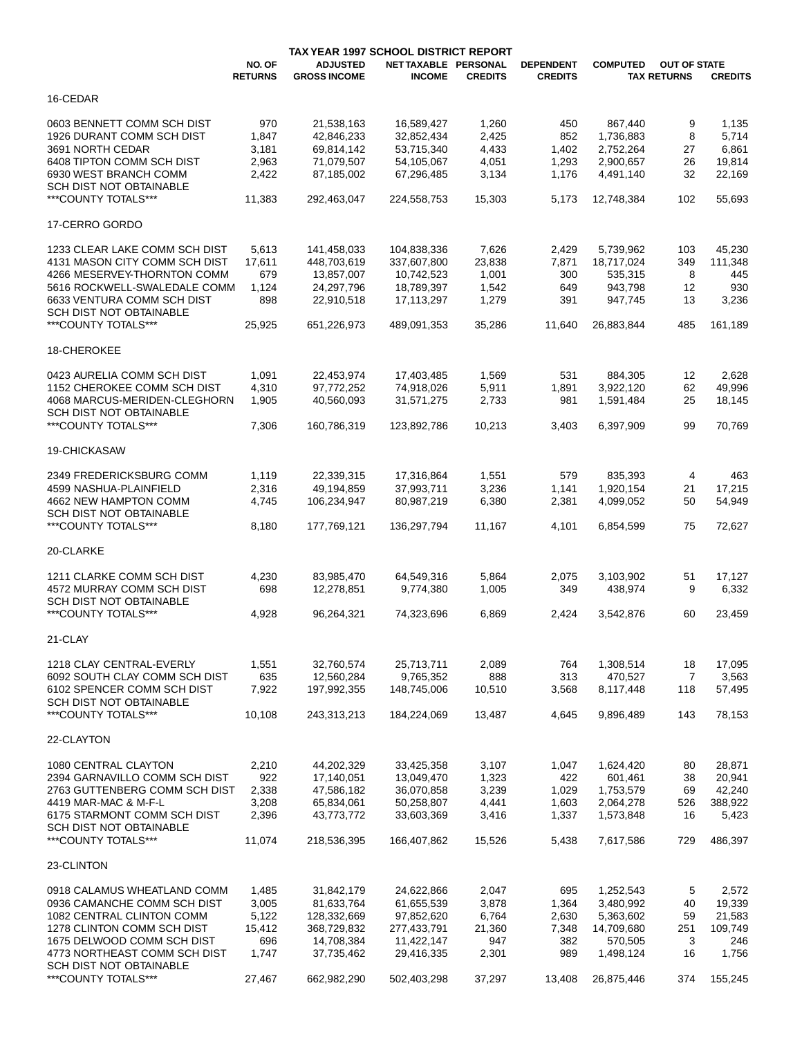# TAX YEAR 1997 SCHOOL DISTRICT REPORT

| | NO. OF RETURNS | ADJUSTED GROSS INCOME | NET TAXABLE INCOME | PERSONAL CREDITS | DEPENDENT CREDITS | COMPUTED TAX | OUT OF STATE RETURNS | CREDITS |
|---|---|---|---|---|---|---|---|---|
| 16-CEDAR | | | | | | | | |
| 0603 BENNETT COMM SCH DIST | 970 | 21,538,163 | 16,589,427 | 1,260 | 450 | 867,440 | 9 | 1,135 |
| 1926 DURANT COMM SCH DIST | 1,847 | 42,846,233 | 32,852,434 | 2,425 | 852 | 1,736,883 | 8 | 5,714 |
| 3691 NORTH CEDAR | 3,181 | 69,814,142 | 53,715,340 | 4,433 | 1,402 | 2,752,264 | 27 | 6,861 |
| 6408 TIPTON COMM SCH DIST | 2,963 | 71,079,507 | 54,105,067 | 4,051 | 1,293 | 2,900,657 | 26 | 19,814 |
| 6930 WEST BRANCH COMM | 2,422 | 87,185,002 | 67,296,485 | 3,134 | 1,176 | 4,491,140 | 32 | 22,169 |
| SCH DIST NOT OBTAINABLE | | | | | | | | |
| ***COUNTY TOTALS*** | 11,383 | 292,463,047 | 224,558,753 | 15,303 | 5,173 | 12,748,384 | 102 | 55,693 |
| 17-CERRO GORDO | | | | | | | | |
| 1233 CLEAR LAKE COMM SCH DIST | 5,613 | 141,458,033 | 104,838,336 | 7,626 | 2,429 | 5,739,962 | 103 | 45,230 |
| 4131 MASON CITY COMM SCH DIST | 17,611 | 448,703,619 | 337,607,800 | 23,838 | 7,871 | 18,717,024 | 349 | 111,348 |
| 4266 MESERVEY-THORNTON COMM | 679 | 13,857,007 | 10,742,523 | 1,001 | 300 | 535,315 | 8 | 445 |
| 5616 ROCKWELL-SWALEDALE COMM | 1,124 | 24,297,796 | 18,789,397 | 1,542 | 649 | 943,798 | 12 | 930 |
| 6633 VENTURA COMM SCH DIST | 898 | 22,910,518 | 17,113,297 | 1,279 | 391 | 947,745 | 13 | 3,236 |
| SCH DIST NOT OBTAINABLE | | | | | | | | |
| ***COUNTY TOTALS*** | 25,925 | 651,226,973 | 489,091,353 | 35,286 | 11,640 | 26,883,844 | 485 | 161,189 |
| 18-CHEROKEE | | | | | | | | |
| 0423 AURELIA COMM SCH DIST | 1,091 | 22,453,974 | 17,403,485 | 1,569 | 531 | 884,305 | 12 | 2,628 |
| 1152 CHEROKEE COMM SCH DIST | 4,310 | 97,772,252 | 74,918,026 | 5,911 | 1,891 | 3,922,120 | 62 | 49,996 |
| 4068 MARCUS-MERIDEN-CLEGHORN | 1,905 | 40,560,093 | 31,571,275 | 2,733 | 981 | 1,591,484 | 25 | 18,145 |
| SCH DIST NOT OBTAINABLE | | | | | | | | |
| ***COUNTY TOTALS*** | 7,306 | 160,786,319 | 123,892,786 | 10,213 | 3,403 | 6,397,909 | 99 | 70,769 |
| 19-CHICKASAW | | | | | | | | |
| 2349 FREDERICKSBURG COMM | 1,119 | 22,339,315 | 17,316,864 | 1,551 | 579 | 835,393 | 4 | 463 |
| 4599 NASHUA-PLAINFIELD | 2,316 | 49,194,859 | 37,993,711 | 3,236 | 1,141 | 1,920,154 | 21 | 17,215 |
| 4662 NEW HAMPTON COMM | 4,745 | 106,234,947 | 80,987,219 | 6,380 | 2,381 | 4,099,052 | 50 | 54,949 |
| SCH DIST NOT OBTAINABLE | | | | | | | | |
| ***COUNTY TOTALS*** | 8,180 | 177,769,121 | 136,297,794 | 11,167 | 4,101 | 6,854,599 | 75 | 72,627 |
| 20-CLARKE | | | | | | | | |
| 1211 CLARKE COMM SCH DIST | 4,230 | 83,985,470 | 64,549,316 | 5,864 | 2,075 | 3,103,902 | 51 | 17,127 |
| 4572 MURRAY COMM SCH DIST | 698 | 12,278,851 | 9,774,380 | 1,005 | 349 | 438,974 | 9 | 6,332 |
| SCH DIST NOT OBTAINABLE | | | | | | | | |
| ***COUNTY TOTALS*** | 4,928 | 96,264,321 | 74,323,696 | 6,869 | 2,424 | 3,542,876 | 60 | 23,459 |
| 21-CLAY | | | | | | | | |
| 1218 CLAY CENTRAL-EVERLY | 1,551 | 32,760,574 | 25,713,711 | 2,089 | 764 | 1,308,514 | 18 | 17,095 |
| 6092 SOUTH CLAY COMM SCH DIST | 635 | 12,560,284 | 9,765,352 | 888 | 313 | 470,527 | 7 | 3,563 |
| 6102 SPENCER COMM SCH DIST | 7,922 | 197,992,355 | 148,745,006 | 10,510 | 3,568 | 8,117,448 | 118 | 57,495 |
| SCH DIST NOT OBTAINABLE | | | | | | | | |
| ***COUNTY TOTALS*** | 10,108 | 243,313,213 | 184,224,069 | 13,487 | 4,645 | 9,896,489 | 143 | 78,153 |
| 22-CLAYTON | | | | | | | | |
| 1080 CENTRAL CLAYTON | 2,210 | 44,202,329 | 33,425,358 | 3,107 | 1,047 | 1,624,420 | 80 | 28,871 |
| 2394 GARNAVILLO COMM SCH DIST | 922 | 17,140,051 | 13,049,470 | 1,323 | 422 | 601,461 | 38 | 20,941 |
| 2763 GUTTENBERG COMM SCH DIST | 2,338 | 47,586,182 | 36,070,858 | 3,239 | 1,029 | 1,753,579 | 69 | 42,240 |
| 4419 MAR-MAC & M-F-L | 3,208 | 65,834,061 | 50,258,807 | 4,441 | 1,603 | 2,064,278 | 526 | 388,922 |
| 6175 STARMONT COMM SCH DIST | 2,396 | 43,773,772 | 33,603,369 | 3,416 | 1,337 | 1,573,848 | 16 | 5,423 |
| SCH DIST NOT OBTAINABLE | | | | | | | | |
| ***COUNTY TOTALS*** | 11,074 | 218,536,395 | 166,407,862 | 15,526 | 5,438 | 7,617,586 | 729 | 486,397 |
| 23-CLINTON | | | | | | | | |
| 0918 CALAMUS WHEATLAND COMM | 1,485 | 31,842,179 | 24,622,866 | 2,047 | 695 | 1,252,543 | 5 | 2,572 |
| 0936 CAMANCHE COMM SCH DIST | 3,005 | 81,633,764 | 61,655,539 | 3,878 | 1,364 | 3,480,992 | 40 | 19,339 |
| 1082 CENTRAL CLINTON COMM | 5,122 | 128,332,669 | 97,852,620 | 6,764 | 2,630 | 5,363,602 | 59 | 21,583 |
| 1278 CLINTON COMM SCH DIST | 15,412 | 368,729,832 | 277,433,791 | 21,360 | 7,348 | 14,709,680 | 251 | 109,749 |
| 1675 DELWOOD COMM SCH DIST | 696 | 14,708,384 | 11,422,147 | 947 | 382 | 570,505 | 3 | 246 |
| 4773 NORTHEAST COMM SCH DIST | 1,747 | 37,735,462 | 29,416,335 | 2,301 | 989 | 1,498,124 | 16 | 1,756 |
| SCH DIST NOT OBTAINABLE | | | | | | | | |
| ***COUNTY TOTALS*** | 27,467 | 662,982,290 | 502,403,298 | 37,297 | 13,408 | 26,875,446 | 374 | 155,245 |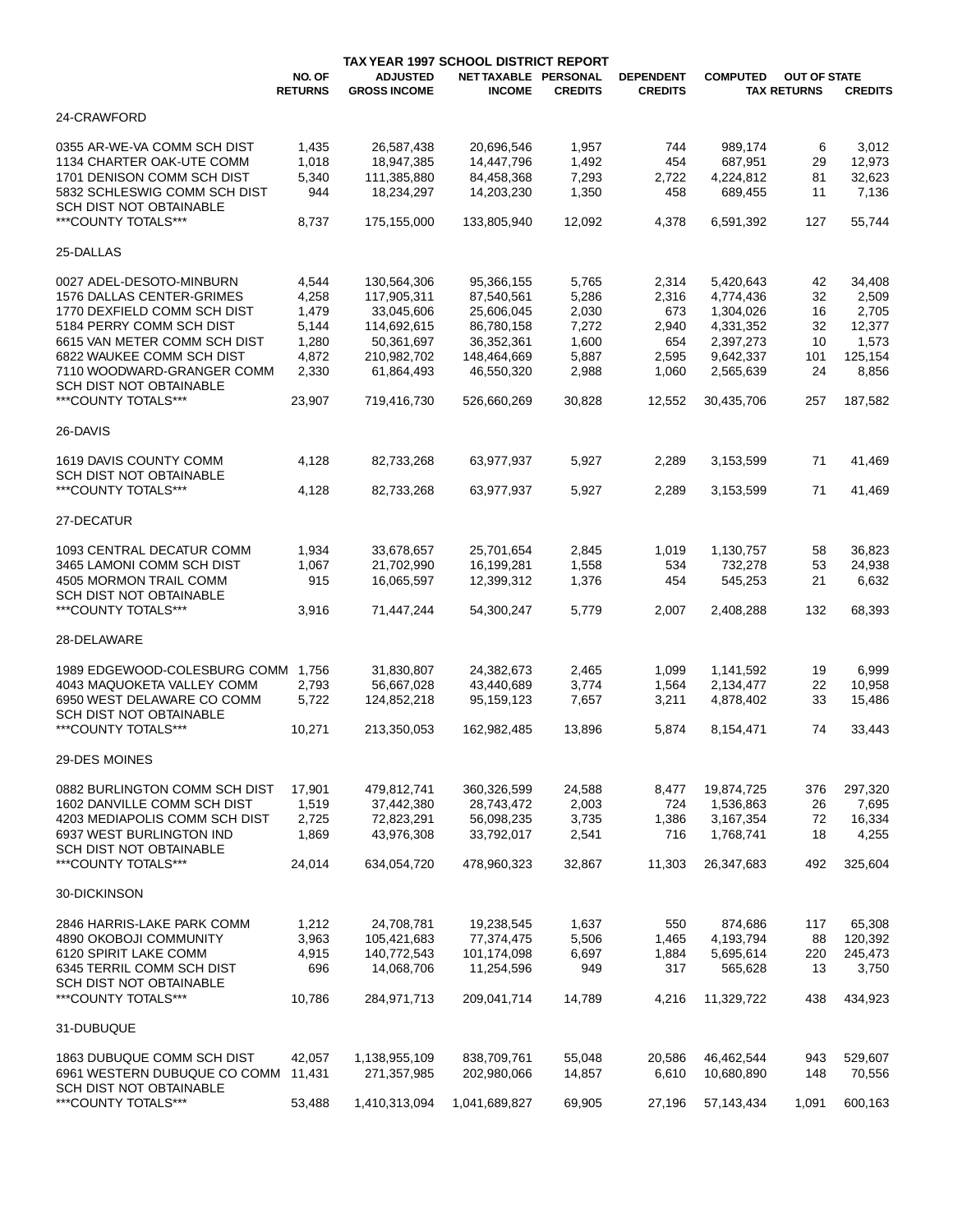# TAX YEAR 1997 SCHOOL DISTRICT REPORT

| | NO. OF RETURNS | ADJUSTED GROSS INCOME | NET TAXABLE INCOME | PERSONAL CREDITS | DEPENDENT CREDITS | COMPUTED | OUT OF STATE TAX RETURNS | CREDITS |
|---|---|---|---|---|---|---|---|---|
| 24-CRAWFORD | | | | | | | | |
| 0355 AR-WE-VA COMM SCH DIST | 1,435 | 26,587,438 | 20,696,546 | 1,957 | 744 | 989,174 | 6 | 3,012 |
| 1134 CHARTER OAK-UTE COMM | 1,018 | 18,947,385 | 14,447,796 | 1,492 | 454 | 687,951 | 29 | 12,973 |
| 1701 DENISON COMM SCH DIST | 5,340 | 111,385,880 | 84,458,368 | 7,293 | 2,722 | 4,224,812 | 81 | 32,623 |
| 5832 SCHLESWIG COMM SCH DIST | 944 | 18,234,297 | 14,203,230 | 1,350 | 458 | 689,455 | 11 | 7,136 |
| SCH DIST NOT OBTAINABLE | | | | | | | | |
| ***COUNTY TOTALS*** | 8,737 | 175,155,000 | 133,805,940 | 12,092 | 4,378 | 6,591,392 | 127 | 55,744 |
| 25-DALLAS | | | | | | | | |
| 0027 ADEL-DESOTO-MINBURN | 4,544 | 130,564,306 | 95,366,155 | 5,765 | 2,314 | 5,420,643 | 42 | 34,408 |
| 1576 DALLAS CENTER-GRIMES | 4,258 | 117,905,311 | 87,540,561 | 5,286 | 2,316 | 4,774,436 | 32 | 2,509 |
| 1770 DEXFIELD COMM SCH DIST | 1,479 | 33,045,606 | 25,606,045 | 2,030 | 673 | 1,304,026 | 16 | 2,705 |
| 5184 PERRY COMM SCH DIST | 5,144 | 114,692,615 | 86,780,158 | 7,272 | 2,940 | 4,331,352 | 32 | 12,377 |
| 6615 VAN METER COMM SCH DIST | 1,280 | 50,361,697 | 36,352,361 | 1,600 | 654 | 2,397,273 | 10 | 1,573 |
| 6822 WAUKEE COMM SCH DIST | 4,872 | 210,982,702 | 148,464,669 | 5,887 | 2,595 | 9,642,337 | 101 | 125,154 |
| 7110 WOODWARD-GRANGER COMM | 2,330 | 61,864,493 | 46,550,320 | 2,988 | 1,060 | 2,565,639 | 24 | 8,856 |
| SCH DIST NOT OBTAINABLE | | | | | | | | |
| ***COUNTY TOTALS*** | 23,907 | 719,416,730 | 526,660,269 | 30,828 | 12,552 | 30,435,706 | 257 | 187,582 |
| 26-DAVIS | | | | | | | | |
| 1619 DAVIS COUNTY COMM | 4,128 | 82,733,268 | 63,977,937 | 5,927 | 2,289 | 3,153,599 | 71 | 41,469 |
| SCH DIST NOT OBTAINABLE | | | | | | | | |
| ***COUNTY TOTALS*** | 4,128 | 82,733,268 | 63,977,937 | 5,927 | 2,289 | 3,153,599 | 71 | 41,469 |
| 27-DECATUR | | | | | | | | |
| 1093 CENTRAL DECATUR COMM | 1,934 | 33,678,657 | 25,701,654 | 2,845 | 1,019 | 1,130,757 | 58 | 36,823 |
| 3465 LAMONI COMM SCH DIST | 1,067 | 21,702,990 | 16,199,281 | 1,558 | 534 | 732,278 | 53 | 24,938 |
| 4505 MORMON TRAIL COMM | 915 | 16,065,597 | 12,399,312 | 1,376 | 454 | 545,253 | 21 | 6,632 |
| SCH DIST NOT OBTAINABLE | | | | | | | | |
| ***COUNTY TOTALS*** | 3,916 | 71,447,244 | 54,300,247 | 5,779 | 2,007 | 2,408,288 | 132 | 68,393 |
| 28-DELAWARE | | | | | | | | |
| 1989 EDGEWOOD-COLESBURG COMM | 1,756 | 31,830,807 | 24,382,673 | 2,465 | 1,099 | 1,141,592 | 19 | 6,999 |
| 4043 MAQUOKETA VALLEY COMM | 2,793 | 56,667,028 | 43,440,689 | 3,774 | 1,564 | 2,134,477 | 22 | 10,958 |
| 6950 WEST DELAWARE CO COMM | 5,722 | 124,852,218 | 95,159,123 | 7,657 | 3,211 | 4,878,402 | 33 | 15,486 |
| SCH DIST NOT OBTAINABLE | | | | | | | | |
| ***COUNTY TOTALS*** | 10,271 | 213,350,053 | 162,982,485 | 13,896 | 5,874 | 8,154,471 | 74 | 33,443 |
| 29-DES MOINES | | | | | | | | |
| 0882 BURLINGTON COMM SCH DIST | 17,901 | 479,812,741 | 360,326,599 | 24,588 | 8,477 | 19,874,725 | 376 | 297,320 |
| 1602 DANVILLE COMM SCH DIST | 1,519 | 37,442,380 | 28,743,472 | 2,003 | 724 | 1,536,863 | 26 | 7,695 |
| 4203 MEDIAPOLIS COMM SCH DIST | 2,725 | 72,823,291 | 56,098,235 | 3,735 | 1,386 | 3,167,354 | 72 | 16,334 |
| 6937 WEST BURLINGTON IND | 1,869 | 43,976,308 | 33,792,017 | 2,541 | 716 | 1,768,741 | 18 | 4,255 |
| SCH DIST NOT OBTAINABLE | | | | | | | | |
| ***COUNTY TOTALS*** | 24,014 | 634,054,720 | 478,960,323 | 32,867 | 11,303 | 26,347,683 | 492 | 325,604 |
| 30-DICKINSON | | | | | | | | |
| 2846 HARRIS-LAKE PARK COMM | 1,212 | 24,708,781 | 19,238,545 | 1,637 | 550 | 874,686 | 117 | 65,308 |
| 4890 OKOBOJI COMMUNITY | 3,963 | 105,421,683 | 77,374,475 | 5,506 | 1,465 | 4,193,794 | 88 | 120,392 |
| 6120 SPIRIT LAKE COMM | 4,915 | 140,772,543 | 101,174,098 | 6,697 | 1,884 | 5,695,614 | 220 | 245,473 |
| 6345 TERRIL COMM SCH DIST | 696 | 14,068,706 | 11,254,596 | 949 | 317 | 565,628 | 13 | 3,750 |
| SCH DIST NOT OBTAINABLE | | | | | | | | |
| ***COUNTY TOTALS*** | 10,786 | 284,971,713 | 209,041,714 | 14,789 | 4,216 | 11,329,722 | 438 | 434,923 |
| 31-DUBUQUE | | | | | | | | |
| 1863 DUBUQUE COMM SCH DIST | 42,057 | 1,138,955,109 | 838,709,761 | 55,048 | 20,586 | 46,462,544 | 943 | 529,607 |
| 6961 WESTERN DUBUQUE CO COMM | 11,431 | 271,357,985 | 202,980,066 | 14,857 | 6,610 | 10,680,890 | 148 | 70,556 |
| SCH DIST NOT OBTAINABLE | | | | | | | | |
| ***COUNTY TOTALS*** | 53,488 | 1,410,313,094 | 1,041,689,827 | 69,905 | 27,196 | 57,143,434 | 1,091 | 600,163 |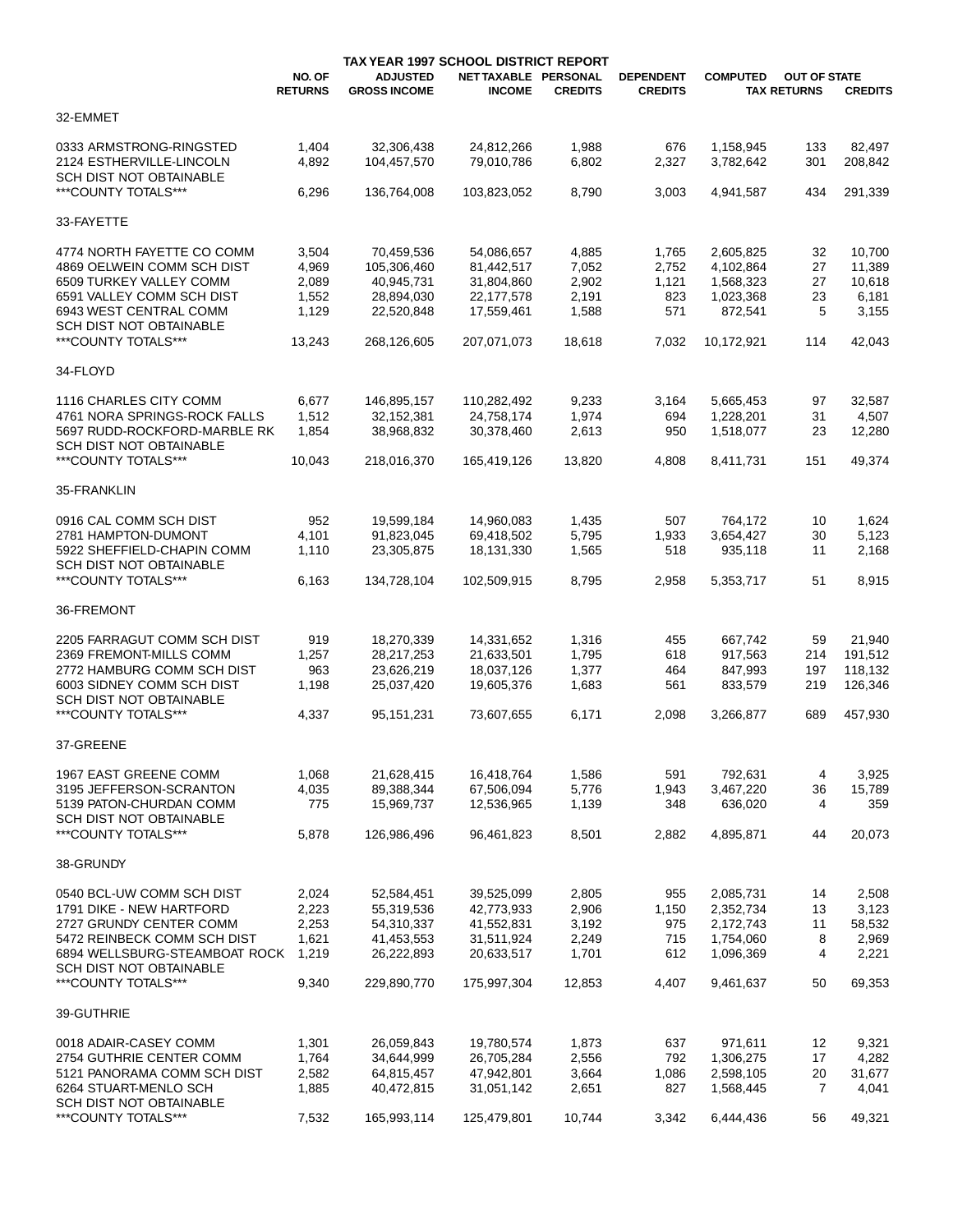# TAX YEAR 1997 SCHOOL DISTRICT REPORT

| | NO. OF RETURNS | ADJUSTED GROSS INCOME | NET TAXABLE INCOME | PERSONAL CREDITS | DEPENDENT CREDITS | COMPUTED | OUT OF STATE TAX RETURNS | CREDITS |
|---|---|---|---|---|---|---|---|---|
| 32-EMMET | | | | | | | | |
| 0333 ARMSTRONG-RINGSTED | 1,404 | 32,306,438 | 24,812,266 | 1,988 | 676 | 1,158,945 | 133 | 82,497 |
| 2124 ESTHERVILLE-LINCOLN | 4,892 | 104,457,570 | 79,010,786 | 6,802 | 2,327 | 3,782,642 | 301 | 208,842 |
| SCH DIST NOT OBTAINABLE | | | | | | | | |
| ***COUNTY TOTALS*** | 6,296 | 136,764,008 | 103,823,052 | 8,790 | 3,003 | 4,941,587 | 434 | 291,339 |
| 33-FAYETTE | | | | | | | | |
| 4774 NORTH FAYETTE CO COMM | 3,504 | 70,459,536 | 54,086,657 | 4,885 | 1,765 | 2,605,825 | 32 | 10,700 |
| 4869 OELWEIN COMM SCH DIST | 4,969 | 105,306,460 | 81,442,517 | 7,052 | 2,752 | 4,102,864 | 27 | 11,389 |
| 6509 TURKEY VALLEY COMM | 2,089 | 40,945,731 | 31,804,860 | 2,902 | 1,121 | 1,568,323 | 27 | 10,618 |
| 6591 VALLEY COMM SCH DIST | 1,552 | 28,894,030 | 22,177,578 | 2,191 | 823 | 1,023,368 | 23 | 6,181 |
| 6943 WEST CENTRAL COMM | 1,129 | 22,520,848 | 17,559,461 | 1,588 | 571 | 872,541 | 5 | 3,155 |
| SCH DIST NOT OBTAINABLE | | | | | | | | |
| ***COUNTY TOTALS*** | 13,243 | 268,126,605 | 207,071,073 | 18,618 | 7,032 | 10,172,921 | 114 | 42,043 |
| 34-FLOYD | | | | | | | | |
| 1116 CHARLES CITY COMM | 6,677 | 146,895,157 | 110,282,492 | 9,233 | 3,164 | 5,665,453 | 97 | 32,587 |
| 4761 NORA SPRINGS-ROCK FALLS | 1,512 | 32,152,381 | 24,758,174 | 1,974 | 694 | 1,228,201 | 31 | 4,507 |
| 5697 RUDD-ROCKFORD-MARBLE RK | 1,854 | 38,968,832 | 30,378,460 | 2,613 | 950 | 1,518,077 | 23 | 12,280 |
| SCH DIST NOT OBTAINABLE | | | | | | | | |
| ***COUNTY TOTALS*** | 10,043 | 218,016,370 | 165,419,126 | 13,820 | 4,808 | 8,411,731 | 151 | 49,374 |
| 35-FRANKLIN | | | | | | | | |
| 0916 CAL COMM SCH DIST | 952 | 19,599,184 | 14,960,083 | 1,435 | 507 | 764,172 | 10 | 1,624 |
| 2781 HAMPTON-DUMONT | 4,101 | 91,823,045 | 69,418,502 | 5,795 | 1,933 | 3,654,427 | 30 | 5,123 |
| 5922 SHEFFIELD-CHAPIN COMM | 1,110 | 23,305,875 | 18,131,330 | 1,565 | 518 | 935,118 | 11 | 2,168 |
| SCH DIST NOT OBTAINABLE | | | | | | | | |
| ***COUNTY TOTALS*** | 6,163 | 134,728,104 | 102,509,915 | 8,795 | 2,958 | 5,353,717 | 51 | 8,915 |
| 36-FREMONT | | | | | | | | |
| 2205 FARRAGUT COMM SCH DIST | 919 | 18,270,339 | 14,331,652 | 1,316 | 455 | 667,742 | 59 | 21,940 |
| 2369 FREMONT-MILLS COMM | 1,257 | 28,217,253 | 21,633,501 | 1,795 | 618 | 917,563 | 214 | 191,512 |
| 2772 HAMBURG COMM SCH DIST | 963 | 23,626,219 | 18,037,126 | 1,377 | 464 | 847,993 | 197 | 118,132 |
| 6003 SIDNEY COMM SCH DIST | 1,198 | 25,037,420 | 19,605,376 | 1,683 | 561 | 833,579 | 219 | 126,346 |
| SCH DIST NOT OBTAINABLE | | | | | | | | |
| ***COUNTY TOTALS*** | 4,337 | 95,151,231 | 73,607,655 | 6,171 | 2,098 | 3,266,877 | 689 | 457,930 |
| 37-GREENE | | | | | | | | |
| 1967 EAST GREENE COMM | 1,068 | 21,628,415 | 16,418,764 | 1,586 | 591 | 792,631 | 4 | 3,925 |
| 3195 JEFFERSON-SCRANTON | 4,035 | 89,388,344 | 67,506,094 | 5,776 | 1,943 | 3,467,220 | 36 | 15,789 |
| 5139 PATON-CHURDAN COMM | 775 | 15,969,737 | 12,536,965 | 1,139 | 348 | 636,020 | 4 | 359 |
| SCH DIST NOT OBTAINABLE | | | | | | | | |
| ***COUNTY TOTALS*** | 5,878 | 126,986,496 | 96,461,823 | 8,501 | 2,882 | 4,895,871 | 44 | 20,073 |
| 38-GRUNDY | | | | | | | | |
| 0540 BCL-UW COMM SCH DIST | 2,024 | 52,584,451 | 39,525,099 | 2,805 | 955 | 2,085,731 | 14 | 2,508 |
| 1791 DIKE - NEW HARTFORD | 2,223 | 55,319,536 | 42,773,933 | 2,906 | 1,150 | 2,352,734 | 13 | 3,123 |
| 2727 GRUNDY CENTER COMM | 2,253 | 54,310,337 | 41,552,831 | 3,192 | 975 | 2,172,743 | 11 | 58,532 |
| 5472 REINBECK COMM SCH DIST | 1,621 | 41,453,553 | 31,511,924 | 2,249 | 715 | 1,754,060 | 8 | 2,969 |
| 6894 WELLSBURG-STEAMBOAT ROCK | 1,219 | 26,222,893 | 20,633,517 | 1,701 | 612 | 1,096,369 | 4 | 2,221 |
| SCH DIST NOT OBTAINABLE | | | | | | | | |
| ***COUNTY TOTALS*** | 9,340 | 229,890,770 | 175,997,304 | 12,853 | 4,407 | 9,461,637 | 50 | 69,353 |
| 39-GUTHRIE | | | | | | | | |
| 0018 ADAIR-CASEY COMM | 1,301 | 26,059,843 | 19,780,574 | 1,873 | 637 | 971,611 | 12 | 9,321 |
| 2754 GUTHRIE CENTER COMM | 1,764 | 34,644,999 | 26,705,284 | 2,556 | 792 | 1,306,275 | 17 | 4,282 |
| 5121 PANORAMA COMM SCH DIST | 2,582 | 64,815,457 | 47,942,801 | 3,664 | 1,086 | 2,598,105 | 20 | 31,677 |
| 6264 STUART-MENLO SCH | 1,885 | 40,472,815 | 31,051,142 | 2,651 | 827 | 1,568,445 | 7 | 4,041 |
| SCH DIST NOT OBTAINABLE | | | | | | | | |
| ***COUNTY TOTALS*** | 7,532 | 165,993,114 | 125,479,801 | 10,744 | 3,342 | 6,444,436 | 56 | 49,321 |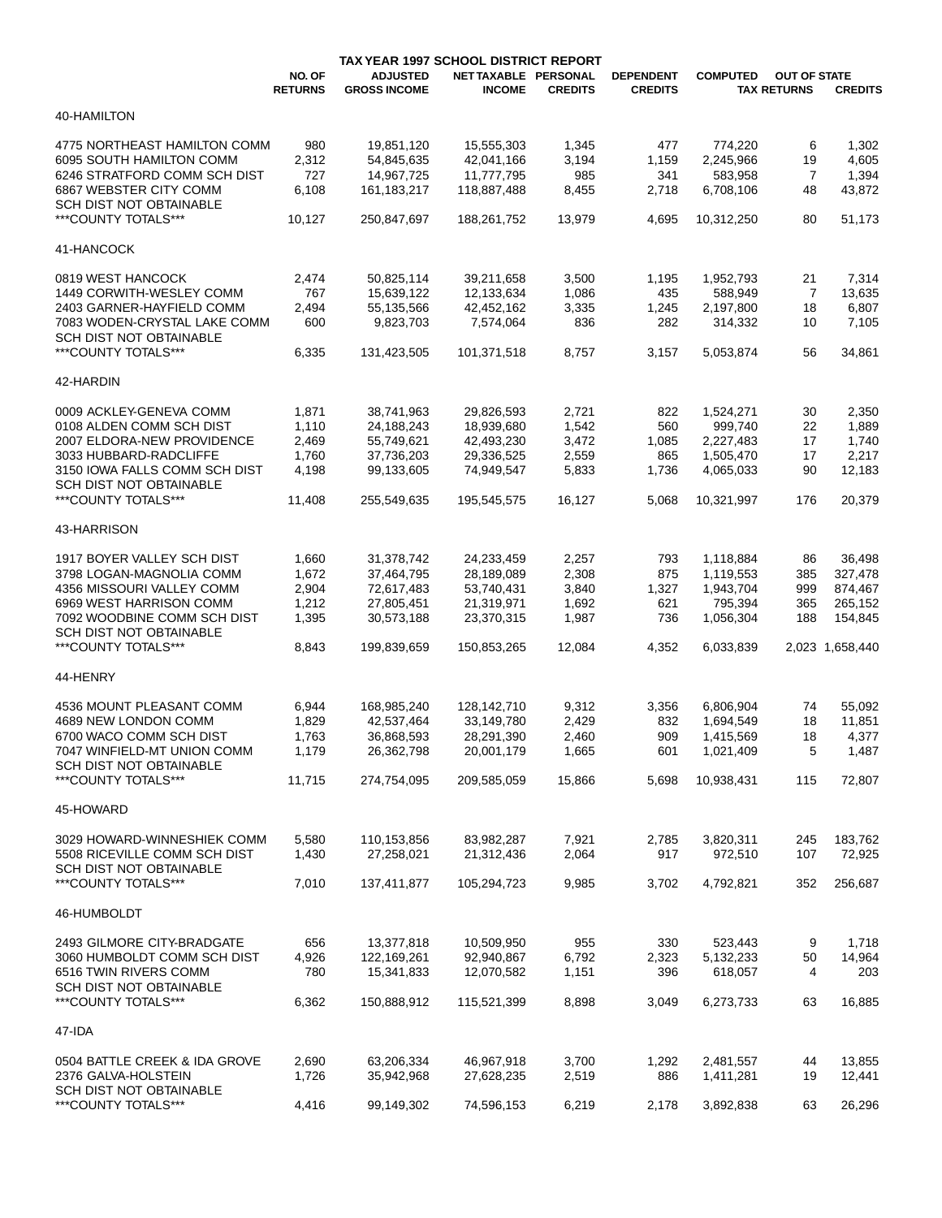**TAX YEAR 1997 SCHOOL DISTRICT REPORT**

| | NO. OF RETURNS | ADJUSTED GROSS INCOME | NET TAXABLE INCOME | PERSONAL CREDITS | DEPENDENT CREDITS | COMPUTED | OUT OF STATE TAX RETURNS | OUT OF STATE CREDITS |
|---|---|---|---|---|---|---|---|---|
| 40-HAMILTON | | | | | | | | |
| 4775 NORTHEAST HAMILTON COMM | 980 | 19,851,120 | 15,555,303 | 1,345 | 477 | 774,220 | 6 | 1,302 |
| 6095 SOUTH HAMILTON COMM | 2,312 | 54,845,635 | 42,041,166 | 3,194 | 1,159 | 2,245,966 | 19 | 4,605 |
| 6246 STRATFORD COMM SCH DIST | 727 | 14,967,725 | 11,777,795 | 985 | 341 | 583,958 | 7 | 1,394 |
| 6867 WEBSTER CITY COMM | 6,108 | 161,183,217 | 118,887,488 | 8,455 | 2,718 | 6,708,106 | 48 | 43,872 |
| SCH DIST NOT OBTAINABLE | | | | | | | | |
| ***COUNTY TOTALS*** | 10,127 | 250,847,697 | 188,261,752 | 13,979 | 4,695 | 10,312,250 | 80 | 51,173 |
| 41-HANCOCK | | | | | | | | |
| 0819 WEST HANCOCK | 2,474 | 50,825,114 | 39,211,658 | 3,500 | 1,195 | 1,952,793 | 21 | 7,314 |
| 1449 CORWITH-WESLEY COMM | 767 | 15,639,122 | 12,133,634 | 1,086 | 435 | 588,949 | 7 | 13,635 |
| 2403 GARNER-HAYFIELD COMM | 2,494 | 55,135,566 | 42,452,162 | 3,335 | 1,245 | 2,197,800 | 18 | 6,807 |
| 7083 WODEN-CRYSTAL LAKE COMM | 600 | 9,823,703 | 7,574,064 | 836 | 282 | 314,332 | 10 | 7,105 |
| SCH DIST NOT OBTAINABLE | | | | | | | | |
| ***COUNTY TOTALS*** | 6,335 | 131,423,505 | 101,371,518 | 8,757 | 3,157 | 5,053,874 | 56 | 34,861 |
| 42-HARDIN | | | | | | | | |
| 0009 ACKLEY-GENEVA COMM | 1,871 | 38,741,963 | 29,826,593 | 2,721 | 822 | 1,524,271 | 30 | 2,350 |
| 0108 ALDEN COMM SCH DIST | 1,110 | 24,188,243 | 18,939,680 | 1,542 | 560 | 999,740 | 22 | 1,889 |
| 2007 ELDORA-NEW PROVIDENCE | 2,469 | 55,749,621 | 42,493,230 | 3,472 | 1,085 | 2,227,483 | 17 | 1,740 |
| 3033 HUBBARD-RADCLIFFE | 1,760 | 37,736,203 | 29,336,525 | 2,559 | 865 | 1,505,470 | 17 | 2,217 |
| 3150 IOWA FALLS COMM SCH DIST | 4,198 | 99,133,605 | 74,949,547 | 5,833 | 1,736 | 4,065,033 | 90 | 12,183 |
| SCH DIST NOT OBTAINABLE | | | | | | | | |
| ***COUNTY TOTALS*** | 11,408 | 255,549,635 | 195,545,575 | 16,127 | 5,068 | 10,321,997 | 176 | 20,379 |
| 43-HARRISON | | | | | | | | |
| 1917 BOYER VALLEY SCH DIST | 1,660 | 31,378,742 | 24,233,459 | 2,257 | 793 | 1,118,884 | 86 | 36,498 |
| 3798 LOGAN-MAGNOLIA COMM | 1,672 | 37,464,795 | 28,189,089 | 2,308 | 875 | 1,119,553 | 385 | 327,478 |
| 4356 MISSOURI VALLEY COMM | 2,904 | 72,617,483 | 53,740,431 | 3,840 | 1,327 | 1,943,704 | 999 | 874,467 |
| 6969 WEST HARRISON COMM | 1,212 | 27,805,451 | 21,319,971 | 1,692 | 621 | 795,394 | 365 | 265,152 |
| 7092 WOODBINE COMM SCH DIST | 1,395 | 30,573,188 | 23,370,315 | 1,987 | 736 | 1,056,304 | 188 | 154,845 |
| SCH DIST NOT OBTAINABLE | | | | | | | | |
| ***COUNTY TOTALS*** | 8,843 | 199,839,659 | 150,853,265 | 12,084 | 4,352 | 6,033,839 | 2,023 | 1,658,440 |
| 44-HENRY | | | | | | | | |
| 4536 MOUNT PLEASANT COMM | 6,944 | 168,985,240 | 128,142,710 | 9,312 | 3,356 | 6,806,904 | 74 | 55,092 |
| 4689 NEW LONDON COMM | 1,829 | 42,537,464 | 33,149,780 | 2,429 | 832 | 1,694,549 | 18 | 11,851 |
| 6700 WACO COMM SCH DIST | 1,763 | 36,868,593 | 28,291,390 | 2,460 | 909 | 1,415,569 | 18 | 4,377 |
| 7047 WINFIELD-MT UNION COMM | 1,179 | 26,362,798 | 20,001,179 | 1,665 | 601 | 1,021,409 | 5 | 1,487 |
| SCH DIST NOT OBTAINABLE | | | | | | | | |
| ***COUNTY TOTALS*** | 11,715 | 274,754,095 | 209,585,059 | 15,866 | 5,698 | 10,938,431 | 115 | 72,807 |
| 45-HOWARD | | | | | | | | |
| 3029 HOWARD-WINNESHIEK COMM | 5,580 | 110,153,856 | 83,982,287 | 7,921 | 2,785 | 3,820,311 | 245 | 183,762 |
| 5508 RICEVILLE COMM SCH DIST | 1,430 | 27,258,021 | 21,312,436 | 2,064 | 917 | 972,510 | 107 | 72,925 |
| SCH DIST NOT OBTAINABLE | | | | | | | | |
| ***COUNTY TOTALS*** | 7,010 | 137,411,877 | 105,294,723 | 9,985 | 3,702 | 4,792,821 | 352 | 256,687 |
| 46-HUMBOLDT | | | | | | | | |
| 2493 GILMORE CITY-BRADGATE | 656 | 13,377,818 | 10,509,950 | 955 | 330 | 523,443 | 9 | 1,718 |
| 3060 HUMBOLDT COMM SCH DIST | 4,926 | 122,169,261 | 92,940,867 | 6,792 | 2,323 | 5,132,233 | 50 | 14,964 |
| 6516 TWIN RIVERS COMM | 780 | 15,341,833 | 12,070,582 | 1,151 | 396 | 618,057 | 4 | 203 |
| SCH DIST NOT OBTAINABLE | | | | | | | | |
| ***COUNTY TOTALS*** | 6,362 | 150,888,912 | 115,521,399 | 8,898 | 3,049 | 6,273,733 | 63 | 16,885 |
| 47-IDA | | | | | | | | |
| 0504 BATTLE CREEK & IDA GROVE | 2,690 | 63,206,334 | 46,967,918 | 3,700 | 1,292 | 2,481,557 | 44 | 13,855 |
| 2376 GALVA-HOLSTEIN | 1,726 | 35,942,968 | 27,628,235 | 2,519 | 886 | 1,411,281 | 19 | 12,441 |
| SCH DIST NOT OBTAINABLE | | | | | | | | |
| ***COUNTY TOTALS*** | 4,416 | 99,149,302 | 74,596,153 | 6,219 | 2,178 | 3,892,838 | 63 | 26,296 |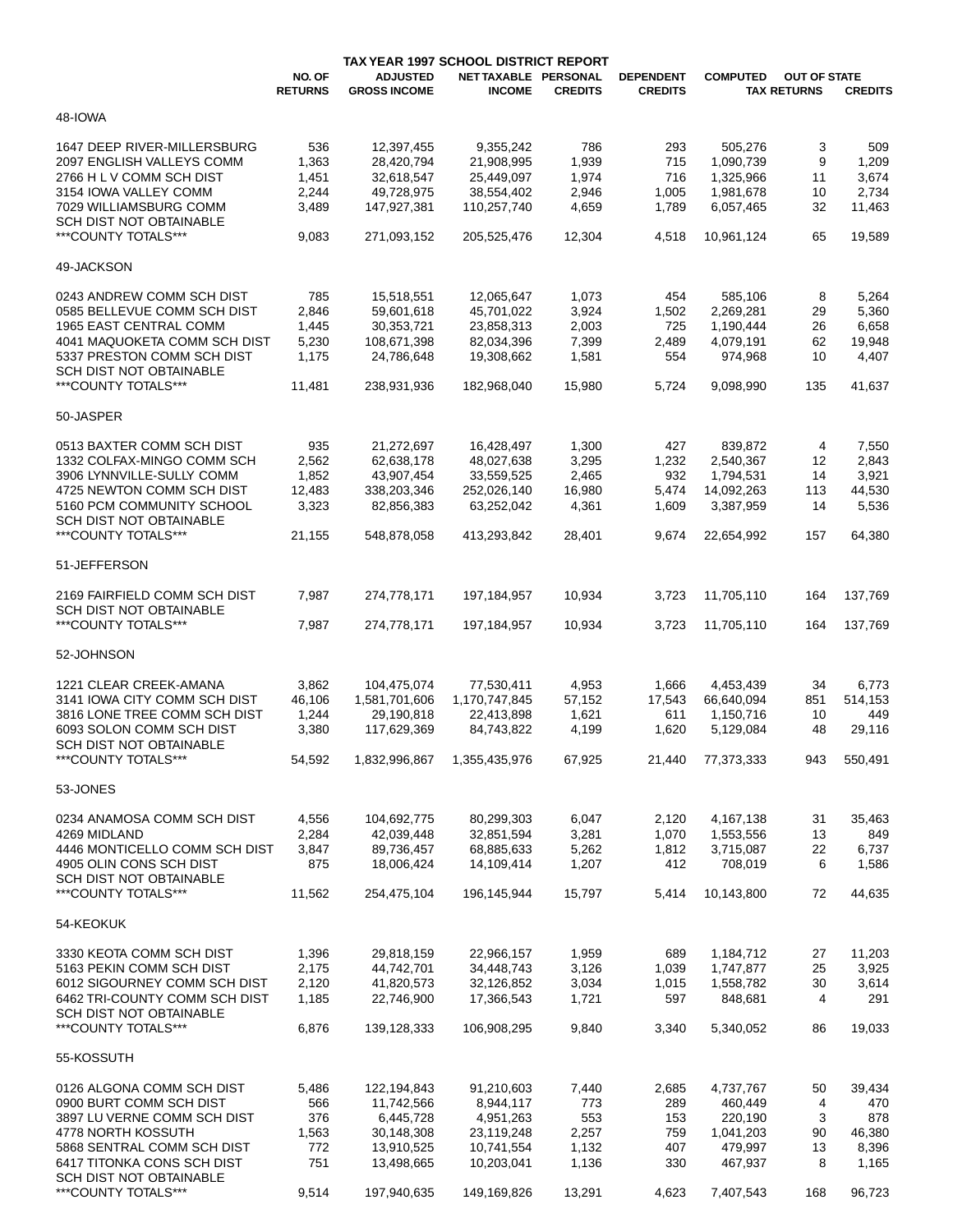# TAX YEAR 1997 SCHOOL DISTRICT REPORT

| | NO. OF RETURNS | ADJUSTED GROSS INCOME | NET TAXABLE INCOME | PERSONAL CREDITS | DEPENDENT CREDITS | COMPUTED TAX | OUT OF STATE RETURNS | CREDITS |
|---|---|---|---|---|---|---|---|---|
| **48-IOWA** | | | | | | | | |
| 1647 DEEP RIVER-MILLERSBURG | 536 | 12,397,455 | 9,355,242 | 786 | 293 | 505,276 | 3 | 509 |
| 2097 ENGLISH VALLEYS COMM | 1,363 | 28,420,794 | 21,908,995 | 1,939 | 715 | 1,090,739 | 9 | 1,209 |
| 2766 H L V COMM SCH DIST | 1,451 | 32,618,547 | 25,449,097 | 1,974 | 716 | 1,325,966 | 11 | 3,674 |
| 3154 IOWA VALLEY COMM | 2,244 | 49,728,975 | 38,554,402 | 2,946 | 1,005 | 1,981,678 | 10 | 2,734 |
| 7029 WILLIAMSBURG COMM | 3,489 | 147,927,381 | 110,257,740 | 4,659 | 1,789 | 6,057,465 | 32 | 11,463 |
| SCH DIST NOT OBTAINABLE | | | | | | | | |
| ***COUNTY TOTALS*** | 9,083 | 271,093,152 | 205,525,476 | 12,304 | 4,518 | 10,961,124 | 65 | 19,589 |
| **49-JACKSON** | | | | | | | | |
| 0243 ANDREW COMM SCH DIST | 785 | 15,518,551 | 12,065,647 | 1,073 | 454 | 585,106 | 8 | 5,264 |
| 0585 BELLEVUE COMM SCH DIST | 2,846 | 59,601,618 | 45,701,022 | 3,924 | 1,502 | 2,269,281 | 29 | 5,360 |
| 1965 EAST CENTRAL COMM | 1,445 | 30,353,721 | 23,858,313 | 2,003 | 725 | 1,190,444 | 26 | 6,658 |
| 4041 MAQUOKETA COMM SCH DIST | 5,230 | 108,671,398 | 82,034,396 | 7,399 | 2,489 | 4,079,191 | 62 | 19,948 |
| 5337 PRESTON COMM SCH DIST | 1,175 | 24,786,648 | 19,308,662 | 1,581 | 554 | 974,968 | 10 | 4,407 |
| SCH DIST NOT OBTAINABLE | | | | | | | | |
| ***COUNTY TOTALS*** | 11,481 | 238,931,936 | 182,968,040 | 15,980 | 5,724 | 9,098,990 | 135 | 41,637 |
| **50-JASPER** | | | | | | | | |
| 0513 BAXTER COMM SCH DIST | 935 | 21,272,697 | 16,428,497 | 1,300 | 427 | 839,872 | 4 | 7,550 |
| 1332 COLFAX-MINGO COMM SCH | 2,562 | 62,638,178 | 48,027,638 | 3,295 | 1,232 | 2,540,367 | 12 | 2,843 |
| 3906 LYNNVILLE-SULLY COMM | 1,852 | 43,907,454 | 33,559,525 | 2,465 | 932 | 1,794,531 | 14 | 3,921 |
| 4725 NEWTON COMM SCH DIST | 12,483 | 338,203,346 | 252,026,140 | 16,980 | 5,474 | 14,092,263 | 113 | 44,530 |
| 5160 PCM COMMUNITY SCHOOL | 3,323 | 82,856,383 | 63,252,042 | 4,361 | 1,609 | 3,387,959 | 14 | 5,536 |
| SCH DIST NOT OBTAINABLE | | | | | | | | |
| ***COUNTY TOTALS*** | 21,155 | 548,878,058 | 413,293,842 | 28,401 | 9,674 | 22,654,992 | 157 | 64,380 |
| **51-JEFFERSON** | | | | | | | | |
| 2169 FAIRFIELD COMM SCH DIST | 7,987 | 274,778,171 | 197,184,957 | 10,934 | 3,723 | 11,705,110 | 164 | 137,769 |
| SCH DIST NOT OBTAINABLE | | | | | | | | |
| ***COUNTY TOTALS*** | 7,987 | 274,778,171 | 197,184,957 | 10,934 | 3,723 | 11,705,110 | 164 | 137,769 |
| **52-JOHNSON** | | | | | | | | |
| 1221 CLEAR CREEK-AMANA | 3,862 | 104,475,074 | 77,530,411 | 4,953 | 1,666 | 4,453,439 | 34 | 6,773 |
| 3141 IOWA CITY COMM SCH DIST | 46,106 | 1,581,701,606 | 1,170,747,845 | 57,152 | 17,543 | 66,640,094 | 851 | 514,153 |
| 3816 LONE TREE COMM SCH DIST | 1,244 | 29,190,818 | 22,413,898 | 1,621 | 611 | 1,150,716 | 10 | 449 |
| 6093 SOLON COMM SCH DIST | 3,380 | 117,629,369 | 84,743,822 | 4,199 | 1,620 | 5,129,084 | 48 | 29,116 |
| SCH DIST NOT OBTAINABLE | | | | | | | | |
| ***COUNTY TOTALS*** | 54,592 | 1,832,996,867 | 1,355,435,976 | 67,925 | 21,440 | 77,373,333 | 943 | 550,491 |
| **53-JONES** | | | | | | | | |
| 0234 ANAMOSA COMM SCH DIST | 4,556 | 104,692,775 | 80,299,303 | 6,047 | 2,120 | 4,167,138 | 31 | 35,463 |
| 4269 MIDLAND | 2,284 | 42,039,448 | 32,851,594 | 3,281 | 1,070 | 1,553,556 | 13 | 849 |
| 4446 MONTICELLO COMM SCH DIST | 3,847 | 89,736,457 | 68,885,633 | 5,262 | 1,812 | 3,715,087 | 22 | 6,737 |
| 4905 OLIN CONS SCH DIST | 875 | 18,006,424 | 14,109,414 | 1,207 | 412 | 708,019 | 6 | 1,586 |
| SCH DIST NOT OBTAINABLE | | | | | | | | |
| ***COUNTY TOTALS*** | 11,562 | 254,475,104 | 196,145,944 | 15,797 | 5,414 | 10,143,800 | 72 | 44,635 |
| **54-KEOKUK** | | | | | | | | |
| 3330 KEOTA COMM SCH DIST | 1,396 | 29,818,159 | 22,966,157 | 1,959 | 689 | 1,184,712 | 27 | 11,203 |
| 5163 PEKIN COMM SCH DIST | 2,175 | 44,742,701 | 34,448,743 | 3,126 | 1,039 | 1,747,877 | 25 | 3,925 |
| 6012 SIGOURNEY COMM SCH DIST | 2,120 | 41,820,573 | 32,126,852 | 3,034 | 1,015 | 1,558,782 | 30 | 3,614 |
| 6462 TRI-COUNTY COMM SCH DIST | 1,185 | 22,746,900 | 17,366,543 | 1,721 | 597 | 848,681 | 4 | 291 |
| SCH DIST NOT OBTAINABLE | | | | | | | | |
| ***COUNTY TOTALS*** | 6,876 | 139,128,333 | 106,908,295 | 9,840 | 3,340 | 5,340,052 | 86 | 19,033 |
| **55-KOSSUTH** | | | | | | | | |
| 0126 ALGONA COMM SCH DIST | 5,486 | 122,194,843 | 91,210,603 | 7,440 | 2,685 | 4,737,767 | 50 | 39,434 |
| 0900 BURT COMM SCH DIST | 566 | 11,742,566 | 8,944,117 | 773 | 289 | 460,449 | 4 | 470 |
| 3897 LU VERNE COMM SCH DIST | 376 | 6,445,728 | 4,951,263 | 553 | 153 | 220,190 | 3 | 878 |
| 4778 NORTH KOSSUTH | 1,563 | 30,148,308 | 23,119,248 | 2,257 | 759 | 1,041,203 | 90 | 46,380 |
| 5868 SENTRAL COMM SCH DIST | 772 | 13,910,525 | 10,741,554 | 1,132 | 407 | 479,997 | 13 | 8,396 |
| 6417 TITONKA CONS SCH DIST | 751 | 13,498,665 | 10,203,041 | 1,136 | 330 | 467,937 | 8 | 1,165 |
| SCH DIST NOT OBTAINABLE | | | | | | | | |
| ***COUNTY TOTALS*** | 9,514 | 197,940,635 | 149,169,826 | 13,291 | 4,623 | 7,407,543 | 168 | 96,723 |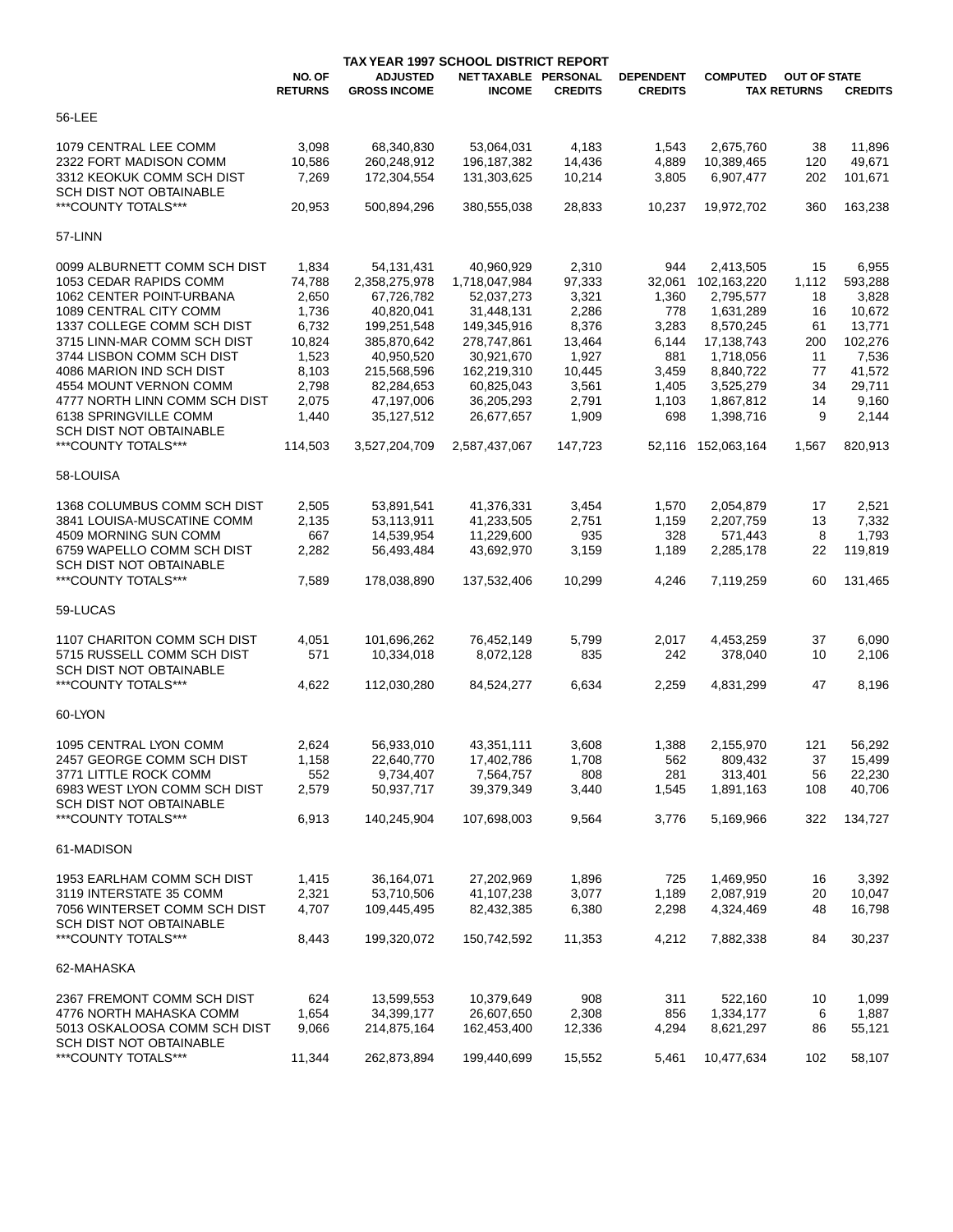## TAX YEAR 1997 SCHOOL DISTRICT REPORT

| | NO. OF RETURNS | ADJUSTED GROSS INCOME | NET TAXABLE INCOME | PERSONAL CREDITS | DEPENDENT CREDITS | COMPUTED | OUT OF STATE TAX RETURNS | OUT OF STATE CREDITS |
|---|---|---|---|---|---|---|---|---|
| **56-LEE** | | | | | | | | |
| 1079 CENTRAL LEE COMM | 3,098 | 68,340,830 | 53,064,031 | 4,183 | 1,543 | 2,675,760 | 38 | 11,896 |
| 2322 FORT MADISON COMM | 10,586 | 260,248,912 | 196,187,382 | 14,436 | 4,889 | 10,389,465 | 120 | 49,671 |
| 3312 KEOKUK COMM SCH DIST | 7,269 | 172,304,554 | 131,303,625 | 10,214 | 3,805 | 6,907,477 | 202 | 101,671 |
| SCH DIST NOT OBTAINABLE | | | | | | | | |
| ***COUNTY TOTALS*** | 20,953 | 500,894,296 | 380,555,038 | 28,833 | 10,237 | 19,972,702 | 360 | 163,238 |
| **57-LINN** | | | | | | | | |
| 0099 ALBURNETT COMM SCH DIST | 1,834 | 54,131,431 | 40,960,929 | 2,310 | 944 | 2,413,505 | 15 | 6,955 |
| 1053 CEDAR RAPIDS COMM | 74,788 | 2,358,275,978 | 1,718,047,984 | 97,333 | 32,061 | 102,163,220 | 1,112 | 593,288 |
| 1062 CENTER POINT-URBANA | 2,650 | 67,726,782 | 52,037,273 | 3,321 | 1,360 | 2,795,577 | 18 | 3,828 |
| 1089 CENTRAL CITY COMM | 1,736 | 40,820,041 | 31,448,131 | 2,286 | 778 | 1,631,289 | 16 | 10,672 |
| 1337 COLLEGE COMM SCH DIST | 6,732 | 199,251,548 | 149,345,916 | 8,376 | 3,283 | 8,570,245 | 61 | 13,771 |
| 3715 LINN-MAR COMM SCH DIST | 10,824 | 385,870,642 | 278,747,861 | 13,464 | 6,144 | 17,138,743 | 200 | 102,276 |
| 3744 LISBON COMM SCH DIST | 1,523 | 40,950,520 | 30,921,670 | 1,927 | 881 | 1,718,056 | 11 | 7,536 |
| 4086 MARION IND SCH DIST | 8,103 | 215,568,596 | 162,219,310 | 10,445 | 3,459 | 8,840,722 | 77 | 41,572 |
| 4554 MOUNT VERNON COMM | 2,798 | 82,284,653 | 60,825,043 | 3,561 | 1,405 | 3,525,279 | 34 | 29,711 |
| 4777 NORTH LINN COMM SCH DIST | 2,075 | 47,197,006 | 36,205,293 | 2,791 | 1,103 | 1,867,812 | 14 | 9,160 |
| 6138 SPRINGVILLE COMM | 1,440 | 35,127,512 | 26,677,657 | 1,909 | 698 | 1,398,716 | 9 | 2,144 |
| SCH DIST NOT OBTAINABLE | | | | | | | | |
| ***COUNTY TOTALS*** | 114,503 | 3,527,204,709 | 2,587,437,067 | 147,723 | 52,116 | 152,063,164 | 1,567 | 820,913 |
| **58-LOUISA** | | | | | | | | |
| 1368 COLUMBUS COMM SCH DIST | 2,505 | 53,891,541 | 41,376,331 | 3,454 | 1,570 | 2,054,879 | 17 | 2,521 |
| 3841 LOUISA-MUSCATINE COMM | 2,135 | 53,113,911 | 41,233,505 | 2,751 | 1,159 | 2,207,759 | 13 | 7,332 |
| 4509 MORNING SUN COMM | 667 | 14,539,954 | 11,229,600 | 935 | 328 | 571,443 | 8 | 1,793 |
| 6759 WAPELLO COMM SCH DIST | 2,282 | 56,493,484 | 43,692,970 | 3,159 | 1,189 | 2,285,178 | 22 | 119,819 |
| SCH DIST NOT OBTAINABLE | | | | | | | | |
| ***COUNTY TOTALS*** | 7,589 | 178,038,890 | 137,532,406 | 10,299 | 4,246 | 7,119,259 | 60 | 131,465 |
| **59-LUCAS** | | | | | | | | |
| 1107 CHARITON COMM SCH DIST | 4,051 | 101,696,262 | 76,452,149 | 5,799 | 2,017 | 4,453,259 | 37 | 6,090 |
| 5715 RUSSELL COMM SCH DIST | 571 | 10,334,018 | 8,072,128 | 835 | 242 | 378,040 | 10 | 2,106 |
| SCH DIST NOT OBTAINABLE | | | | | | | | |
| ***COUNTY TOTALS*** | 4,622 | 112,030,280 | 84,524,277 | 6,634 | 2,259 | 4,831,299 | 47 | 8,196 |
| **60-LYON** | | | | | | | | |
| 1095 CENTRAL LYON COMM | 2,624 | 56,933,010 | 43,351,111 | 3,608 | 1,388 | 2,155,970 | 121 | 56,292 |
| 2457 GEORGE COMM SCH DIST | 1,158 | 22,640,770 | 17,402,786 | 1,708 | 562 | 809,432 | 37 | 15,499 |
| 3771 LITTLE ROCK COMM | 552 | 9,734,407 | 7,564,757 | 808 | 281 | 313,401 | 56 | 22,230 |
| 6983 WEST LYON COMM SCH DIST | 2,579 | 50,937,717 | 39,379,349 | 3,440 | 1,545 | 1,891,163 | 108 | 40,706 |
| SCH DIST NOT OBTAINABLE | | | | | | | | |
| ***COUNTY TOTALS*** | 6,913 | 140,245,904 | 107,698,003 | 9,564 | 3,776 | 5,169,966 | 322 | 134,727 |
| **61-MADISON** | | | | | | | | |
| 1953 EARLHAM COMM SCH DIST | 1,415 | 36,164,071 | 27,202,969 | 1,896 | 725 | 1,469,950 | 16 | 3,392 |
| 3119 INTERSTATE 35 COMM | 2,321 | 53,710,506 | 41,107,238 | 3,077 | 1,189 | 2,087,919 | 20 | 10,047 |
| 7056 WINTERSET COMM SCH DIST | 4,707 | 109,445,495 | 82,432,385 | 6,380 | 2,298 | 4,324,469 | 48 | 16,798 |
| SCH DIST NOT OBTAINABLE | | | | | | | | |
| ***COUNTY TOTALS*** | 8,443 | 199,320,072 | 150,742,592 | 11,353 | 4,212 | 7,882,338 | 84 | 30,237 |
| **62-MAHASKA** | | | | | | | | |
| 2367 FREMONT COMM SCH DIST | 624 | 13,599,553 | 10,379,649 | 908 | 311 | 522,160 | 10 | 1,099 |
| 4776 NORTH MAHASKA COMM | 1,654 | 34,399,177 | 26,607,650 | 2,308 | 856 | 1,334,177 | 6 | 1,887 |
| 5013 OSKALOOSA COMM SCH DIST | 9,066 | 214,875,164 | 162,453,400 | 12,336 | 4,294 | 8,621,297 | 86 | 55,121 |
| SCH DIST NOT OBTAINABLE | | | | | | | | |
| ***COUNTY TOTALS*** | 11,344 | 262,873,894 | 199,440,699 | 15,552 | 5,461 | 10,477,634 | 102 | 58,107 |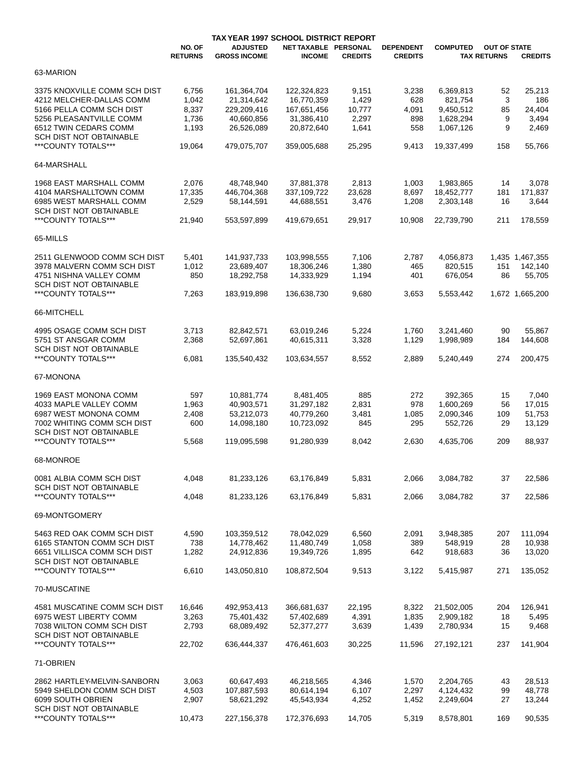## TAX YEAR 1997 SCHOOL DISTRICT REPORT

| | NO. OF RETURNS | ADJUSTED GROSS INCOME | NET TAXABLE INCOME | PERSONAL CREDITS | DEPENDENT CREDITS | COMPUTED | OUT OF STATE TAX RETURNS | OUT OF STATE CREDITS |
|---|---|---|---|---|---|---|---|---|
| 63-MARION | | | | | | | | |
| 3375 KNOXVILLE COMM SCH DIST | 6,756 | 161,364,704 | 122,324,823 | 9,151 | 3,238 | 6,369,813 | 52 | 25,213 |
| 4212 MELCHER-DALLAS COMM | 1,042 | 21,314,642 | 16,770,359 | 1,429 | 628 | 821,754 | 3 | 186 |
| 5166 PELLA COMM SCH DIST | 8,337 | 229,209,416 | 167,651,456 | 10,777 | 4,091 | 9,450,512 | 85 | 24,404 |
| 5256 PLEASANTVILLE COMM | 1,736 | 40,660,856 | 31,386,410 | 2,297 | 898 | 1,628,294 | 9 | 3,494 |
| 6512 TWIN CEDARS COMM | 1,193 | 26,526,089 | 20,872,640 | 1,641 | 558 | 1,067,126 | 9 | 2,469 |
| SCH DIST NOT OBTAINABLE | | | | | | | | |
| ***COUNTY TOTALS*** | 19,064 | 479,075,707 | 359,005,688 | 25,295 | 9,413 | 19,337,499 | 158 | 55,766 |
| 64-MARSHALL | | | | | | | | |
| 1968 EAST MARSHALL COMM | 2,076 | 48,748,940 | 37,881,378 | 2,813 | 1,003 | 1,983,865 | 14 | 3,078 |
| 4104 MARSHALLTOWN COMM | 17,335 | 446,704,368 | 337,109,722 | 23,628 | 8,697 | 18,452,777 | 181 | 171,837 |
| 6985 WEST MARSHALL COMM | 2,529 | 58,144,591 | 44,688,551 | 3,476 | 1,208 | 2,303,148 | 16 | 3,644 |
| SCH DIST NOT OBTAINABLE | | | | | | | | |
| ***COUNTY TOTALS*** | 21,940 | 553,597,899 | 419,679,651 | 29,917 | 10,908 | 22,739,790 | 211 | 178,559 |
| 65-MILLS | | | | | | | | |
| 2511 GLENWOOD COMM SCH DIST | 5,401 | 141,937,733 | 103,998,555 | 7,106 | 2,787 | 4,056,873 | 1,435 | 1,467,355 |
| 3978 MALVERN COMM SCH DIST | 1,012 | 23,689,407 | 18,306,246 | 1,380 | 465 | 820,515 | 151 | 142,140 |
| 4751 NISHNA VALLEY COMM | 850 | 18,292,758 | 14,333,929 | 1,194 | 401 | 676,054 | 86 | 55,705 |
| SCH DIST NOT OBTAINABLE | | | | | | | | |
| ***COUNTY TOTALS*** | 7,263 | 183,919,898 | 136,638,730 | 9,680 | 3,653 | 5,553,442 | 1,672 | 1,665,200 |
| 66-MITCHELL | | | | | | | | |
| 4995 OSAGE COMM SCH DIST | 3,713 | 82,842,571 | 63,019,246 | 5,224 | 1,760 | 3,241,460 | 90 | 55,867 |
| 5751 ST ANSGAR COMM | 2,368 | 52,697,861 | 40,615,311 | 3,328 | 1,129 | 1,998,989 | 184 | 144,608 |
| SCH DIST NOT OBTAINABLE | | | | | | | | |
| ***COUNTY TOTALS*** | 6,081 | 135,540,432 | 103,634,557 | 8,552 | 2,889 | 5,240,449 | 274 | 200,475 |
| 67-MONONA | | | | | | | | |
| 1969 EAST MONONA COMM | 597 | 10,881,774 | 8,481,405 | 885 | 272 | 392,365 | 15 | 7,040 |
| 4033 MAPLE VALLEY COMM | 1,963 | 40,903,571 | 31,297,182 | 2,831 | 978 | 1,600,269 | 56 | 17,015 |
| 6987 WEST MONONA COMM | 2,408 | 53,212,073 | 40,779,260 | 3,481 | 1,085 | 2,090,346 | 109 | 51,753 |
| 7002 WHITING COMM SCH DIST | 600 | 14,098,180 | 10,723,092 | 845 | 295 | 552,726 | 29 | 13,129 |
| SCH DIST NOT OBTAINABLE | | | | | | | | |
| ***COUNTY TOTALS*** | 5,568 | 119,095,598 | 91,280,939 | 8,042 | 2,630 | 4,635,706 | 209 | 88,937 |
| 68-MONROE | | | | | | | | |
| 0081 ALBIA COMM SCH DIST | 4,048 | 81,233,126 | 63,176,849 | 5,831 | 2,066 | 3,084,782 | 37 | 22,586 |
| SCH DIST NOT OBTAINABLE | | | | | | | | |
| ***COUNTY TOTALS*** | 4,048 | 81,233,126 | 63,176,849 | 5,831 | 2,066 | 3,084,782 | 37 | 22,586 |
| 69-MONTGOMERY | | | | | | | | |
| 5463 RED OAK COMM SCH DIST | 4,590 | 103,359,512 | 78,042,029 | 6,560 | 2,091 | 3,948,385 | 207 | 111,094 |
| 6165 STANTON COMM SCH DIST | 738 | 14,778,462 | 11,480,749 | 1,058 | 389 | 548,919 | 28 | 10,938 |
| 6651 VILLISCA COMM SCH DIST | 1,282 | 24,912,836 | 19,349,726 | 1,895 | 642 | 918,683 | 36 | 13,020 |
| SCH DIST NOT OBTAINABLE | | | | | | | | |
| ***COUNTY TOTALS*** | 6,610 | 143,050,810 | 108,872,504 | 9,513 | 3,122 | 5,415,987 | 271 | 135,052 |
| 70-MUSCATINE | | | | | | | | |
| 4581 MUSCATINE COMM SCH DIST | 16,646 | 492,953,413 | 366,681,637 | 22,195 | 8,322 | 21,502,005 | 204 | 126,941 |
| 6975 WEST LIBERTY COMM | 3,263 | 75,401,432 | 57,402,689 | 4,391 | 1,835 | 2,909,182 | 18 | 5,495 |
| 7038 WILTON COMM SCH DIST | 2,793 | 68,089,492 | 52,377,277 | 3,639 | 1,439 | 2,780,934 | 15 | 9,468 |
| SCH DIST NOT OBTAINABLE | | | | | | | | |
| ***COUNTY TOTALS*** | 22,702 | 636,444,337 | 476,461,603 | 30,225 | 11,596 | 27,192,121 | 237 | 141,904 |
| 71-OBRIEN | | | | | | | | |
| 2862 HARTLEY-MELVIN-SANBORN | 3,063 | 60,647,493 | 46,218,565 | 4,346 | 1,570 | 2,204,765 | 43 | 28,513 |
| 5949 SHELDON COMM SCH DIST | 4,503 | 107,887,593 | 80,614,194 | 6,107 | 2,297 | 4,124,432 | 99 | 48,778 |
| 6099 SOUTH OBRIEN | 2,907 | 58,621,292 | 45,543,934 | 4,252 | 1,452 | 2,249,604 | 27 | 13,244 |
| SCH DIST NOT OBTAINABLE | | | | | | | | |
| ***COUNTY TOTALS*** | 10,473 | 227,156,378 | 172,376,693 | 14,705 | 5,319 | 8,578,801 | 169 | 90,535 |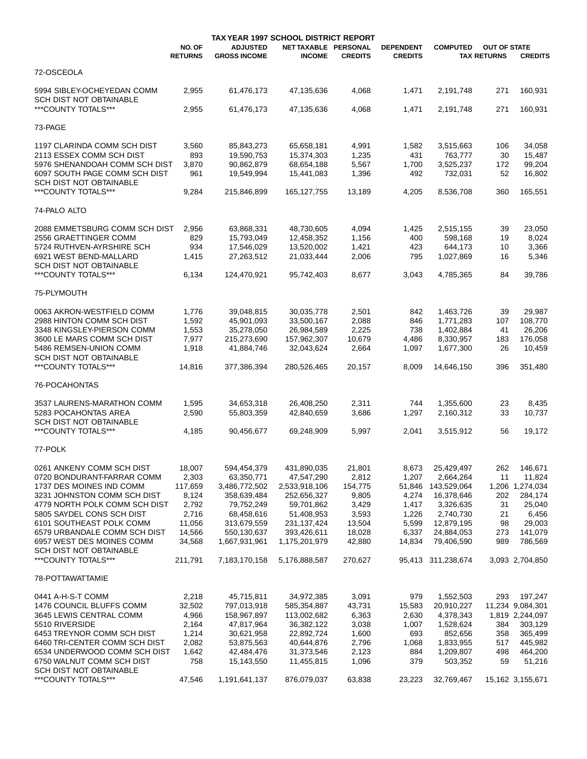## TAX YEAR 1997 SCHOOL DISTRICT REPORT

| | NO. OF RETURNS | ADJUSTED GROSS INCOME | NET TAXABLE INCOME | PERSONAL CREDITS | DEPENDENT CREDITS | COMPUTED | OUT OF STATE TAX RETURNS | CREDITS |
|---|---|---|---|---|---|---|---|---|
| 72-OSCEOLA | | | | | | | | |
| 5994 SIBLEY-OCHEYEDAN COMM | 2,955 | 61,476,173 | 47,135,636 | 4,068 | 1,471 | 2,191,748 | 271 | 160,931 |
| SCH DIST NOT OBTAINABLE | | | | | | | | |
| ***COUNTY TOTALS*** | 2,955 | 61,476,173 | 47,135,636 | 4,068 | 1,471 | 2,191,748 | 271 | 160,931 |
| 73-PAGE | | | | | | | | |
| 1197 CLARINDA COMM SCH DIST | 3,560 | 85,843,273 | 65,658,181 | 4,991 | 1,582 | 3,515,663 | 106 | 34,058 |
| 2113 ESSEX COMM SCH DIST | 893 | 19,590,753 | 15,374,303 | 1,235 | 431 | 763,777 | 30 | 15,487 |
| 5976 SHENANDOAH COMM SCH DIST | 3,870 | 90,862,879 | 68,654,188 | 5,567 | 1,700 | 3,525,237 | 172 | 99,204 |
| 6097 SOUTH PAGE COMM SCH DIST | 961 | 19,549,994 | 15,441,083 | 1,396 | 492 | 732,031 | 52 | 16,802 |
| SCH DIST NOT OBTAINABLE | | | | | | | | |
| ***COUNTY TOTALS*** | 9,284 | 215,846,899 | 165,127,755 | 13,189 | 4,205 | 8,536,708 | 360 | 165,551 |
| 74-PALO ALTO | | | | | | | | |
| 2088 EMMETSBURG COMM SCH DIST | 2,956 | 63,868,331 | 48,730,605 | 4,094 | 1,425 | 2,515,155 | 39 | 23,050 |
| 2556 GRAETTINGER COMM | 829 | 15,793,049 | 12,458,352 | 1,156 | 400 | 598,168 | 19 | 8,024 |
| 5724 RUTHVEN-AYRSHIRE SCH | 934 | 17,546,029 | 13,520,002 | 1,421 | 423 | 644,173 | 10 | 3,366 |
| 6921 WEST BEND-MALLARD | 1,415 | 27,263,512 | 21,033,444 | 2,006 | 795 | 1,027,869 | 16 | 5,346 |
| SCH DIST NOT OBTAINABLE | | | | | | | | |
| ***COUNTY TOTALS*** | 6,134 | 124,470,921 | 95,742,403 | 8,677 | 3,043 | 4,785,365 | 84 | 39,786 |
| 75-PLYMOUTH | | | | | | | | |
| 0063 AKRON-WESTFIELD COMM | 1,776 | 39,048,815 | 30,035,778 | 2,501 | 842 | 1,463,726 | 39 | 29,987 |
| 2988 HINTON COMM SCH DIST | 1,592 | 45,901,093 | 33,500,167 | 2,088 | 846 | 1,771,283 | 107 | 108,770 |
| 3348 KINGSLEY-PIERSON COMM | 1,553 | 35,278,050 | 26,984,589 | 2,225 | 738 | 1,402,884 | 41 | 26,206 |
| 3600 LE MARS COMM SCH DIST | 7,977 | 215,273,690 | 157,962,307 | 10,679 | 4,486 | 8,330,957 | 183 | 176,058 |
| 5486 REMSEN-UNION COMM | 1,918 | 41,884,746 | 32,043,624 | 2,664 | 1,097 | 1,677,300 | 26 | 10,459 |
| SCH DIST NOT OBTAINABLE | | | | | | | | |
| ***COUNTY TOTALS*** | 14,816 | 377,386,394 | 280,526,465 | 20,157 | 8,009 | 14,646,150 | 396 | 351,480 |
| 76-POCAHONTAS | | | | | | | | |
| 3537 LAURENS-MARATHON COMM | 1,595 | 34,653,318 | 26,408,250 | 2,311 | 744 | 1,355,600 | 23 | 8,435 |
| 5283 POCAHONTAS AREA | 2,590 | 55,803,359 | 42,840,659 | 3,686 | 1,297 | 2,160,312 | 33 | 10,737 |
| SCH DIST NOT OBTAINABLE | | | | | | | | |
| ***COUNTY TOTALS*** | 4,185 | 90,456,677 | 69,248,909 | 5,997 | 2,041 | 3,515,912 | 56 | 19,172 |
| 77-POLK | | | | | | | | |
| 0261 ANKENY COMM SCH DIST | 18,007 | 594,454,379 | 431,890,035 | 21,801 | 8,673 | 25,429,497 | 262 | 146,671 |
| 0720 BONDURANT-FARRAR COMM | 2,303 | 63,350,771 | 47,547,290 | 2,812 | 1,207 | 2,664,264 | 11 | 11,824 |
| 1737 DES MOINES IND COMM | 117,659 | 3,486,772,502 | 2,533,918,106 | 154,775 | 51,846 | 143,529,064 | 1,206 | 1,274,034 |
| 3231 JOHNSTON COMM SCH DIST | 8,124 | 358,639,484 | 252,656,327 | 9,805 | 4,274 | 16,378,646 | 202 | 284,174 |
| 4779 NORTH POLK COMM SCH DIST | 2,792 | 79,752,249 | 59,701,862 | 3,429 | 1,417 | 3,326,635 | 31 | 25,040 |
| 5805 SAYDEL CONS SCH DIST | 2,716 | 68,458,616 | 51,408,953 | 3,593 | 1,226 | 2,740,730 | 21 | 6,456 |
| 6101 SOUTHEAST POLK COMM | 11,056 | 313,679,559 | 231,137,424 | 13,504 | 5,599 | 12,879,195 | 98 | 29,003 |
| 6579 URBANDALE COMM SCH DIST | 14,566 | 550,130,637 | 393,426,611 | 18,028 | 6,337 | 24,884,053 | 273 | 141,079 |
| 6957 WEST DES MOINES COMM | 34,568 | 1,667,931,961 | 1,175,201,979 | 42,880 | 14,834 | 79,406,590 | 989 | 786,569 |
| SCH DIST NOT OBTAINABLE | | | | | | | | |
| ***COUNTY TOTALS*** | 211,791 | 7,183,170,158 | 5,176,888,587 | 270,627 | 95,413 | 311,238,674 | 3,093 | 2,704,850 |
| 78-POTTAWATTAMIE | | | | | | | | |
| 0441 A-H-S-T COMM | 2,218 | 45,715,811 | 34,972,385 | 3,091 | 979 | 1,552,503 | 293 | 197,247 |
| 1476 COUNCIL BLUFFS COMM | 32,502 | 797,013,918 | 585,354,887 | 43,731 | 15,583 | 20,910,227 | 11,234 | 9,084,301 |
| 3645 LEWIS CENTRAL COMM | 4,966 | 158,967,897 | 113,002,682 | 6,363 | 2,630 | 4,378,343 | 1,819 | 2,244,097 |
| 5510 RIVERSIDE | 2,164 | 47,817,964 | 36,382,122 | 3,038 | 1,007 | 1,528,624 | 384 | 303,129 |
| 6453 TREYNOR COMM SCH DIST | 1,214 | 30,621,958 | 22,892,724 | 1,600 | 693 | 852,656 | 358 | 365,499 |
| 6460 TRI-CENTER COMM SCH DIST | 2,082 | 53,875,563 | 40,644,876 | 2,796 | 1,068 | 1,833,955 | 517 | 445,982 |
| 6534 UNDERWOOD COMM SCH DIST | 1,642 | 42,484,476 | 31,373,546 | 2,123 | 884 | 1,209,807 | 498 | 464,200 |
| 6750 WALNUT COMM SCH DIST | 758 | 15,143,550 | 11,455,815 | 1,096 | 379 | 503,352 | 59 | 51,216 |
| SCH DIST NOT OBTAINABLE | | | | | | | | |
| ***COUNTY TOTALS*** | 47,546 | 1,191,641,137 | 876,079,037 | 63,838 | 23,223 | 32,769,467 | 15,162 | 3,155,671 |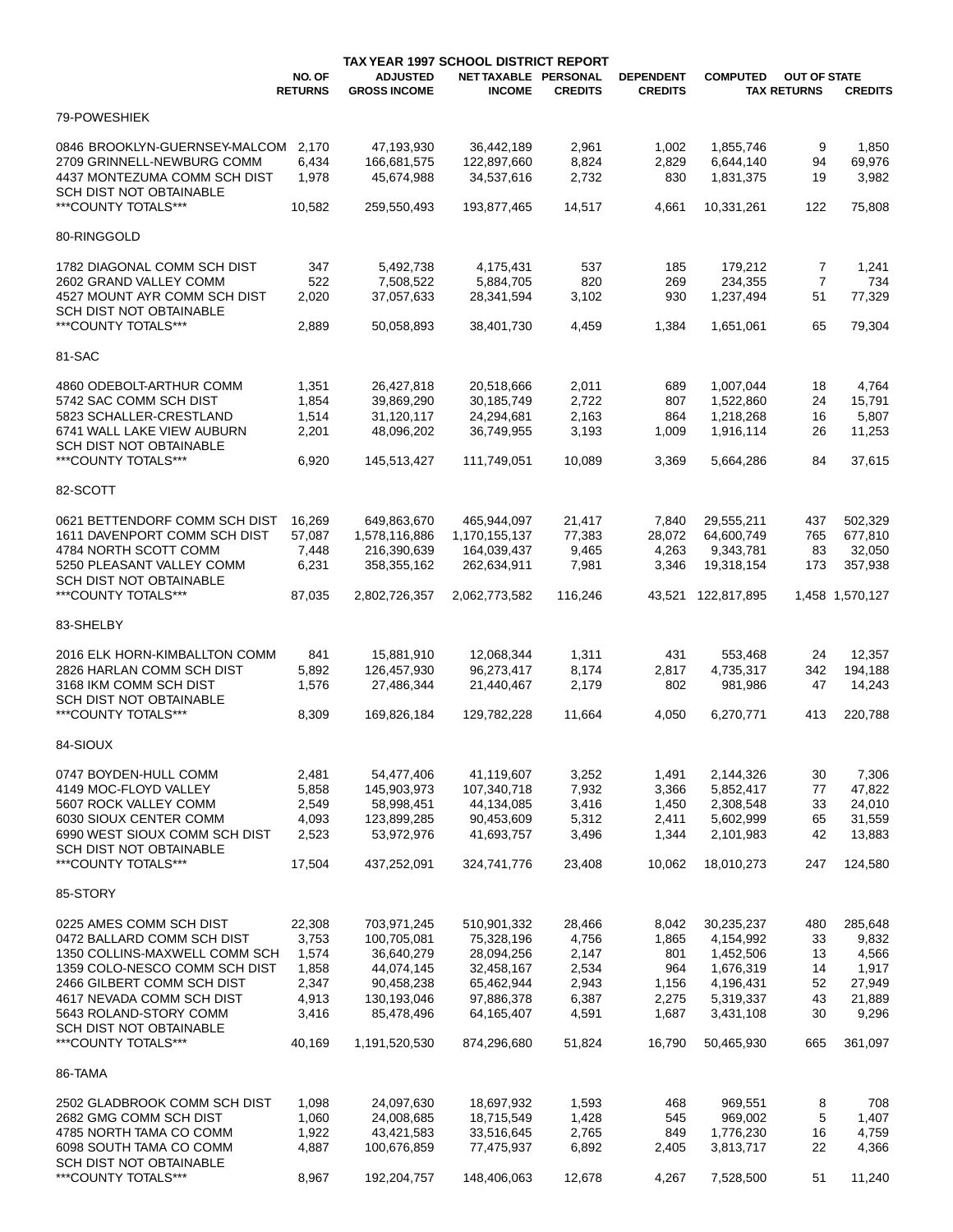# TAX YEAR 1997 SCHOOL DISTRICT REPORT

| | NO. OF RETURNS | ADJUSTED GROSS INCOME | NET TAXABLE INCOME | PERSONAL CREDITS | DEPENDENT CREDITS | COMPUTED TAX | OUT OF STATE RETURNS | CREDITS |
|---|---|---|---|---|---|---|---|---|
| 79-POWESHIEK | | | | | | | | |
| 0846 BROOKLYN-GUERNSEY-MALCOM | 2,170 | 47,193,930 | 36,442,189 | 2,961 | 1,002 | 1,855,746 | 9 | 1,850 |
| 2709 GRINNELL-NEWBURG COMM | 6,434 | 166,681,575 | 122,897,660 | 8,824 | 2,829 | 6,644,140 | 94 | 69,976 |
| 4437 MONTEZUMA COMM SCH DIST | 1,978 | 45,674,988 | 34,537,616 | 2,732 | 830 | 1,831,375 | 19 | 3,982 |
| SCH DIST NOT OBTAINABLE | | | | | | | | |
| ***COUNTY TOTALS*** | 10,582 | 259,550,493 | 193,877,465 | 14,517 | 4,661 | 10,331,261 | 122 | 75,808 |
| 80-RINGGOLD | | | | | | | | |
| 1782 DIAGONAL COMM SCH DIST | 347 | 5,492,738 | 4,175,431 | 537 | 185 | 179,212 | 7 | 1,241 |
| 2602 GRAND VALLEY COMM | 522 | 7,508,522 | 5,884,705 | 820 | 269 | 234,355 | 7 | 734 |
| 4527 MOUNT AYR COMM SCH DIST | 2,020 | 37,057,633 | 28,341,594 | 3,102 | 930 | 1,237,494 | 51 | 77,329 |
| SCH DIST NOT OBTAINABLE | | | | | | | | |
| ***COUNTY TOTALS*** | 2,889 | 50,058,893 | 38,401,730 | 4,459 | 1,384 | 1,651,061 | 65 | 79,304 |
| 81-SAC | | | | | | | | |
| 4860 ODEBOLT-ARTHUR COMM | 1,351 | 26,427,818 | 20,518,666 | 2,011 | 689 | 1,007,044 | 18 | 4,764 |
| 5742 SAC COMM SCH DIST | 1,854 | 39,869,290 | 30,185,749 | 2,722 | 807 | 1,522,860 | 24 | 15,791 |
| 5823 SCHALLER-CRESTLAND | 1,514 | 31,120,117 | 24,294,681 | 2,163 | 864 | 1,218,268 | 16 | 5,807 |
| 6741 WALL LAKE VIEW AUBURN | 2,201 | 48,096,202 | 36,749,955 | 3,193 | 1,009 | 1,916,114 | 26 | 11,253 |
| SCH DIST NOT OBTAINABLE | | | | | | | | |
| ***COUNTY TOTALS*** | 6,920 | 145,513,427 | 111,749,051 | 10,089 | 3,369 | 5,664,286 | 84 | 37,615 |
| 82-SCOTT | | | | | | | | |
| 0621 BETTENDORF COMM SCH DIST | 16,269 | 649,863,670 | 465,944,097 | 21,417 | 7,840 | 29,555,211 | 437 | 502,329 |
| 1611 DAVENPORT COMM SCH DIST | 57,087 | 1,578,116,886 | 1,170,155,137 | 77,383 | 28,072 | 64,600,749 | 765 | 677,810 |
| 4784 NORTH SCOTT COMM | 7,448 | 216,390,639 | 164,039,437 | 9,465 | 4,263 | 9,343,781 | 83 | 32,050 |
| 5250 PLEASANT VALLEY COMM | 6,231 | 358,355,162 | 262,634,911 | 7,981 | 3,346 | 19,318,154 | 173 | 357,938 |
| SCH DIST NOT OBTAINABLE | | | | | | | | |
| ***COUNTY TOTALS*** | 87,035 | 2,802,726,357 | 2,062,773,582 | 116,246 | 43,521 | 122,817,895 | 1,458 | 1,570,127 |
| 83-SHELBY | | | | | | | | |
| 2016 ELK HORN-KIMBALLTON COMM | 841 | 15,881,910 | 12,068,344 | 1,311 | 431 | 553,468 | 24 | 12,357 |
| 2826 HARLAN COMM SCH DIST | 5,892 | 126,457,930 | 96,273,417 | 8,174 | 2,817 | 4,735,317 | 342 | 194,188 |
| 3168 IKM COMM SCH DIST | 1,576 | 27,486,344 | 21,440,467 | 2,179 | 802 | 981,986 | 47 | 14,243 |
| SCH DIST NOT OBTAINABLE | | | | | | | | |
| ***COUNTY TOTALS*** | 8,309 | 169,826,184 | 129,782,228 | 11,664 | 4,050 | 6,270,771 | 413 | 220,788 |
| 84-SIOUX | | | | | | | | |
| 0747 BOYDEN-HULL COMM | 2,481 | 54,477,406 | 41,119,607 | 3,252 | 1,491 | 2,144,326 | 30 | 7,306 |
| 4149 MOC-FLOYD VALLEY | 5,858 | 145,903,973 | 107,340,718 | 7,932 | 3,366 | 5,852,417 | 77 | 47,822 |
| 5607 ROCK VALLEY COMM | 2,549 | 58,998,451 | 44,134,085 | 3,416 | 1,450 | 2,308,548 | 33 | 24,010 |
| 6030 SIOUX CENTER COMM | 4,093 | 123,899,285 | 90,453,609 | 5,312 | 2,411 | 5,602,999 | 65 | 31,559 |
| 6990 WEST SIOUX COMM SCH DIST | 2,523 | 53,972,976 | 41,693,757 | 3,496 | 1,344 | 2,101,983 | 42 | 13,883 |
| SCH DIST NOT OBTAINABLE | | | | | | | | |
| ***COUNTY TOTALS*** | 17,504 | 437,252,091 | 324,741,776 | 23,408 | 10,062 | 18,010,273 | 247 | 124,580 |
| 85-STORY | | | | | | | | |
| 0225 AMES COMM SCH DIST | 22,308 | 703,971,245 | 510,901,332 | 28,466 | 8,042 | 30,235,237 | 480 | 285,648 |
| 0472 BALLARD COMM SCH DIST | 3,753 | 100,705,081 | 75,328,196 | 4,756 | 1,865 | 4,154,992 | 33 | 9,832 |
| 1350 COLLINS-MAXWELL COMM SCH | 1,574 | 36,640,279 | 28,094,256 | 2,147 | 801 | 1,452,506 | 13 | 4,566 |
| 1359 COLO-NESCO COMM SCH DIST | 1,858 | 44,074,145 | 32,458,167 | 2,534 | 964 | 1,676,319 | 14 | 1,917 |
| 2466 GILBERT COMM SCH DIST | 2,347 | 90,458,238 | 65,462,944 | 2,943 | 1,156 | 4,196,431 | 52 | 27,949 |
| 4617 NEVADA COMM SCH DIST | 4,913 | 130,193,046 | 97,886,378 | 6,387 | 2,275 | 5,319,337 | 43 | 21,889 |
| 5643 ROLAND-STORY COMM | 3,416 | 85,478,496 | 64,165,407 | 4,591 | 1,687 | 3,431,108 | 30 | 9,296 |
| SCH DIST NOT OBTAINABLE | | | | | | | | |
| ***COUNTY TOTALS*** | 40,169 | 1,191,520,530 | 874,296,680 | 51,824 | 16,790 | 50,465,930 | 665 | 361,097 |
| 86-TAMA | | | | | | | | |
| 2502 GLADBROOK COMM SCH DIST | 1,098 | 24,097,630 | 18,697,932 | 1,593 | 468 | 969,551 | 8 | 708 |
| 2682 GMG COMM SCH DIST | 1,060 | 24,008,685 | 18,715,549 | 1,428 | 545 | 969,002 | 5 | 1,407 |
| 4785 NORTH TAMA CO COMM | 1,922 | 43,421,583 | 33,516,645 | 2,765 | 849 | 1,776,230 | 16 | 4,759 |
| 6098 SOUTH TAMA CO COMM | 4,887 | 100,676,859 | 77,475,937 | 6,892 | 2,405 | 3,813,717 | 22 | 4,366 |
| SCH DIST NOT OBTAINABLE | | | | | | | | |
| ***COUNTY TOTALS*** | 8,967 | 192,204,757 | 148,406,063 | 12,678 | 4,267 | 7,528,500 | 51 | 11,240 |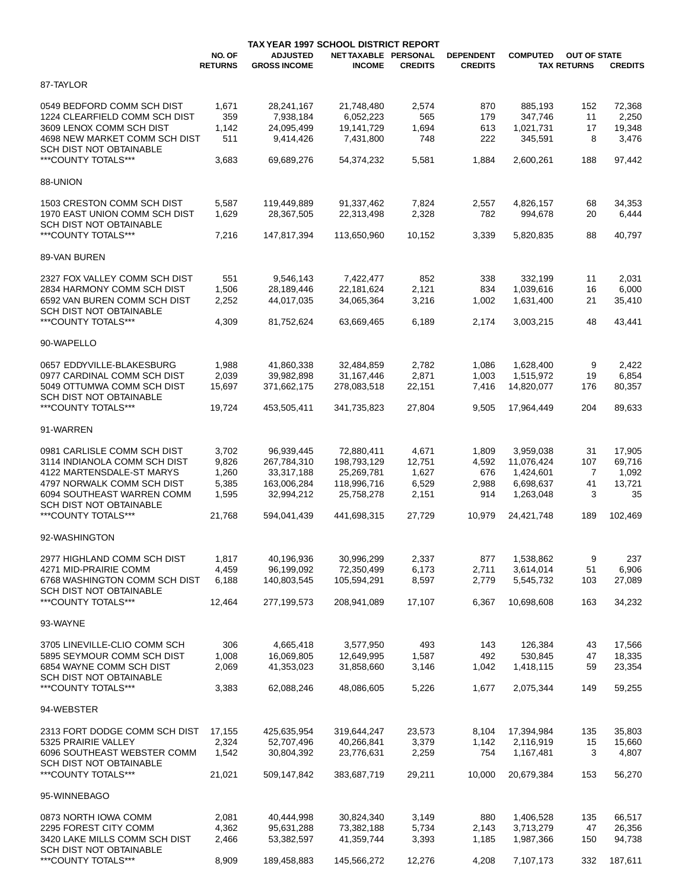## TAX YEAR 1997 SCHOOL DISTRICT REPORT

| | NO. OF RETURNS | ADJUSTED GROSS INCOME | NET TAXABLE INCOME | PERSONAL CREDITS | DEPENDENT CREDITS | COMPUTED TAX | OUT OF STATE RETURNS | OUT OF STATE CREDITS |
|---|---|---|---|---|---|---|---|---|
| **87-TAYLOR** | | | | | | | | |
| 0549 BEDFORD COMM SCH DIST | 1,671 | 28,241,167 | 21,748,480 | 2,574 | 870 | 885,193 | 152 | 72,368 |
| 1224 CLEARFIELD COMM SCH DIST | 359 | 7,938,184 | 6,052,223 | 565 | 179 | 347,746 | 11 | 2,250 |
| 3609 LENOX COMM SCH DIST | 1,142 | 24,095,499 | 19,141,729 | 1,694 | 613 | 1,021,731 | 17 | 19,348 |
| 4698 NEW MARKET COMM SCH DIST | 511 | 9,414,426 | 7,431,800 | 748 | 222 | 345,591 | 8 | 3,476 |
| SCH DIST NOT OBTAINABLE | | | | | | | | |
| ***COUNTY TOTALS*** | 3,683 | 69,689,276 | 54,374,232 | 5,581 | 1,884 | 2,600,261 | 188 | 97,442 |
| **88-UNION** | | | | | | | | |
| 1503 CRESTON COMM SCH DIST | 5,587 | 119,449,889 | 91,337,462 | 7,824 | 2,557 | 4,826,157 | 68 | 34,353 |
| 1970 EAST UNION COMM SCH DIST | 1,629 | 28,367,505 | 22,313,498 | 2,328 | 782 | 994,678 | 20 | 6,444 |
| SCH DIST NOT OBTAINABLE | | | | | | | | |
| ***COUNTY TOTALS*** | 7,216 | 147,817,394 | 113,650,960 | 10,152 | 3,339 | 5,820,835 | 88 | 40,797 |
| **89-VAN BUREN** | | | | | | | | |
| 2327 FOX VALLEY COMM SCH DIST | 551 | 9,546,143 | 7,422,477 | 852 | 338 | 332,199 | 11 | 2,031 |
| 2834 HARMONY COMM SCH DIST | 1,506 | 28,189,446 | 22,181,624 | 2,121 | 834 | 1,039,616 | 16 | 6,000 |
| 6592 VAN BUREN COMM SCH DIST | 2,252 | 44,017,035 | 34,065,364 | 3,216 | 1,002 | 1,631,400 | 21 | 35,410 |
| SCH DIST NOT OBTAINABLE | | | | | | | | |
| ***COUNTY TOTALS*** | 4,309 | 81,752,624 | 63,669,465 | 6,189 | 2,174 | 3,003,215 | 48 | 43,441 |
| **90-WAPELLO** | | | | | | | | |
| 0657 EDDYVILLE-BLAKESBURG | 1,988 | 41,860,338 | 32,484,859 | 2,782 | 1,086 | 1,628,400 | 9 | 2,422 |
| 0977 CARDINAL COMM SCH DIST | 2,039 | 39,982,898 | 31,167,446 | 2,871 | 1,003 | 1,515,972 | 19 | 6,854 |
| 5049 OTTUMWA COMM SCH DIST | 15,697 | 371,662,175 | 278,083,518 | 22,151 | 7,416 | 14,820,077 | 176 | 80,357 |
| SCH DIST NOT OBTAINABLE | | | | | | | | |
| ***COUNTY TOTALS*** | 19,724 | 453,505,411 | 341,735,823 | 27,804 | 9,505 | 17,964,449 | 204 | 89,633 |
| **91-WARREN** | | | | | | | | |
| 0981 CARLISLE COMM SCH DIST | 3,702 | 96,939,445 | 72,880,411 | 4,671 | 1,809 | 3,959,038 | 31 | 17,905 |
| 3114 INDIANOLA COMM SCH DIST | 9,826 | 267,784,310 | 198,793,129 | 12,751 | 4,592 | 11,076,424 | 107 | 69,716 |
| 4122 MARTENSDALE-ST MARYS | 1,260 | 33,317,188 | 25,269,781 | 1,627 | 676 | 1,424,601 | 7 | 1,092 |
| 4797 NORWALK COMM SCH DIST | 5,385 | 163,006,284 | 118,996,716 | 6,529 | 2,988 | 6,698,637 | 41 | 13,721 |
| 6094 SOUTHEAST WARREN COMM | 1,595 | 32,994,212 | 25,758,278 | 2,151 | 914 | 1,263,048 | 3 | 35 |
| SCH DIST NOT OBTAINABLE | | | | | | | | |
| ***COUNTY TOTALS*** | 21,768 | 594,041,439 | 441,698,315 | 27,729 | 10,979 | 24,421,748 | 189 | 102,469 |
| **92-WASHINGTON** | | | | | | | | |
| 2977 HIGHLAND COMM SCH DIST | 1,817 | 40,196,936 | 30,996,299 | 2,337 | 877 | 1,538,862 | 9 | 237 |
| 4271 MID-PRAIRIE COMM | 4,459 | 96,199,092 | 72,350,499 | 6,173 | 2,711 | 3,614,014 | 51 | 6,906 |
| 6768 WASHINGTON COMM SCH DIST | 6,188 | 140,803,545 | 105,594,291 | 8,597 | 2,779 | 5,545,732 | 103 | 27,089 |
| SCH DIST NOT OBTAINABLE | | | | | | | | |
| ***COUNTY TOTALS*** | 12,464 | 277,199,573 | 208,941,089 | 17,107 | 6,367 | 10,698,608 | 163 | 34,232 |
| **93-WAYNE** | | | | | | | | |
| 3705 LINEVILLE-CLIO COMM SCH | 306 | 4,665,418 | 3,577,950 | 493 | 143 | 126,384 | 43 | 17,566 |
| 5895 SEYMOUR COMM SCH DIST | 1,008 | 16,069,805 | 12,649,995 | 1,587 | 492 | 530,845 | 47 | 18,335 |
| 6854 WAYNE COMM SCH DIST | 2,069 | 41,353,023 | 31,858,660 | 3,146 | 1,042 | 1,418,115 | 59 | 23,354 |
| SCH DIST NOT OBTAINABLE | | | | | | | | |
| ***COUNTY TOTALS*** | 3,383 | 62,088,246 | 48,086,605 | 5,226 | 1,677 | 2,075,344 | 149 | 59,255 |
| **94-WEBSTER** | | | | | | | | |
| 2313 FORT DODGE COMM SCH DIST | 17,155 | 425,635,954 | 319,644,247 | 23,573 | 8,104 | 17,394,984 | 135 | 35,803 |
| 5325 PRAIRIE VALLEY | 2,324 | 52,707,496 | 40,266,841 | 3,379 | 1,142 | 2,116,919 | 15 | 15,660 |
| 6096 SOUTHEAST WEBSTER COMM | 1,542 | 30,804,392 | 23,776,631 | 2,259 | 754 | 1,167,481 | 3 | 4,807 |
| SCH DIST NOT OBTAINABLE | | | | | | | | |
| ***COUNTY TOTALS*** | 21,021 | 509,147,842 | 383,687,719 | 29,211 | 10,000 | 20,679,384 | 153 | 56,270 |
| **95-WINNEBAGO** | | | | | | | | |
| 0873 NORTH IOWA COMM | 2,081 | 40,444,998 | 30,824,340 | 3,149 | 880 | 1,406,528 | 135 | 66,517 |
| 2295 FOREST CITY COMM | 4,362 | 95,631,288 | 73,382,188 | 5,734 | 2,143 | 3,713,279 | 47 | 26,356 |
| 3420 LAKE MILLS COMM SCH DIST | 2,466 | 53,382,597 | 41,359,744 | 3,393 | 1,185 | 1,987,366 | 150 | 94,738 |
| SCH DIST NOT OBTAINABLE | | | | | | | | |
| ***COUNTY TOTALS*** | 8,909 | 189,458,883 | 145,566,272 | 12,276 | 4,208 | 7,107,173 | 332 | 187,611 |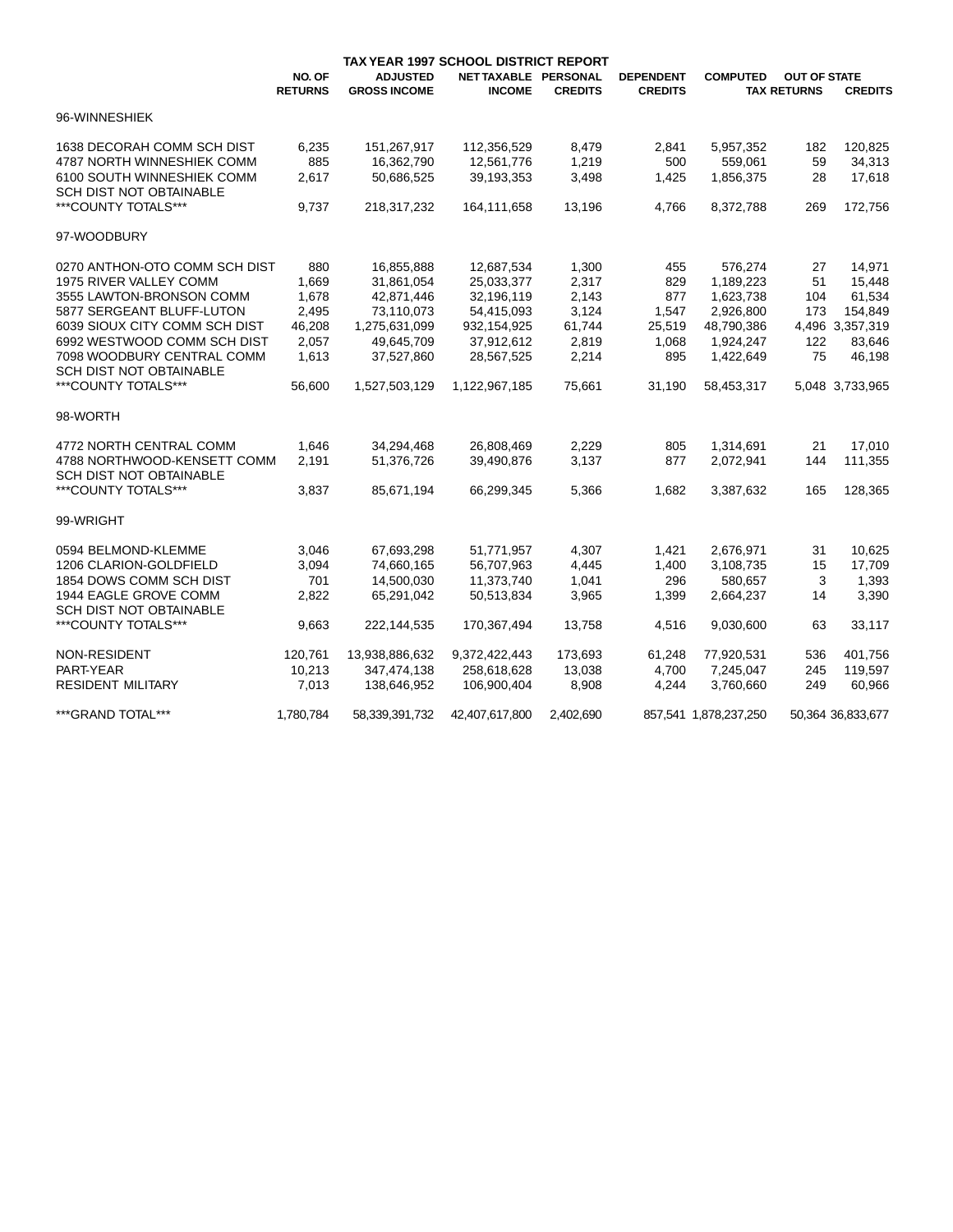# TAX YEAR 1997 SCHOOL DISTRICT REPORT

| | NO. OF RETURNS | ADJUSTED GROSS INCOME | NET TAXABLE INCOME | PERSONAL CREDITS | DEPENDENT CREDITS | COMPUTED | OUT OF STATE TAX RETURNS | OUT OF STATE CREDITS |
|---|---|---|---|---|---|---|---|---|
| 96-WINNESHIEK | | | | | | | | |
| 1638 DECORAH COMM SCH DIST | 6,235 | 151,267,917 | 112,356,529 | 8,479 | 2,841 | 5,957,352 | 182 | 120,825 |
| 4787 NORTH WINNESHIEK COMM | 885 | 16,362,790 | 12,561,776 | 1,219 | 500 | 559,061 | 59 | 34,313 |
| 6100 SOUTH WINNESHIEK COMM | 2,617 | 50,686,525 | 39,193,353 | 3,498 | 1,425 | 1,856,375 | 28 | 17,618 |
| SCH DIST NOT OBTAINABLE | | | | | | | | |
| ***COUNTY TOTALS*** | 9,737 | 218,317,232 | 164,111,658 | 13,196 | 4,766 | 8,372,788 | 269 | 172,756 |
| 97-WOODBURY | | | | | | | | |
| 0270 ANTHON-OTO COMM SCH DIST | 880 | 16,855,888 | 12,687,534 | 1,300 | 455 | 576,274 | 27 | 14,971 |
| 1975 RIVER VALLEY COMM | 1,669 | 31,861,054 | 25,033,377 | 2,317 | 829 | 1,189,223 | 51 | 15,448 |
| 3555 LAWTON-BRONSON COMM | 1,678 | 42,871,446 | 32,196,119 | 2,143 | 877 | 1,623,738 | 104 | 61,534 |
| 5877 SERGEANT BLUFF-LUTON | 2,495 | 73,110,073 | 54,415,093 | 3,124 | 1,547 | 2,926,800 | 173 | 154,849 |
| 6039 SIOUX CITY COMM SCH DIST | 46,208 | 1,275,631,099 | 932,154,925 | 61,744 | 25,519 | 48,790,386 | 4,496 | 3,357,319 |
| 6992 WESTWOOD COMM SCH DIST | 2,057 | 49,645,709 | 37,912,612 | 2,819 | 1,068 | 1,924,247 | 122 | 83,646 |
| 7098 WOODBURY CENTRAL COMM | 1,613 | 37,527,860 | 28,567,525 | 2,214 | 895 | 1,422,649 | 75 | 46,198 |
| SCH DIST NOT OBTAINABLE | | | | | | | | |
| ***COUNTY TOTALS*** | 56,600 | 1,527,503,129 | 1,122,967,185 | 75,661 | 31,190 | 58,453,317 | 5,048 | 3,733,965 |
| 98-WORTH | | | | | | | | |
| 4772 NORTH CENTRAL COMM | 1,646 | 34,294,468 | 26,808,469 | 2,229 | 805 | 1,314,691 | 21 | 17,010 |
| 4788 NORTHWOOD-KENSETT COMM | 2,191 | 51,376,726 | 39,490,876 | 3,137 | 877 | 2,072,941 | 144 | 111,355 |
| SCH DIST NOT OBTAINABLE | | | | | | | | |
| ***COUNTY TOTALS*** | 3,837 | 85,671,194 | 66,299,345 | 5,366 | 1,682 | 3,387,632 | 165 | 128,365 |
| 99-WRIGHT | | | | | | | | |
| 0594 BELMOND-KLEMME | 3,046 | 67,693,298 | 51,771,957 | 4,307 | 1,421 | 2,676,971 | 31 | 10,625 |
| 1206 CLARION-GOLDFIELD | 3,094 | 74,660,165 | 56,707,963 | 4,445 | 1,400 | 3,108,735 | 15 | 17,709 |
| 1854 DOWS COMM SCH DIST | 701 | 14,500,030 | 11,373,740 | 1,041 | 296 | 580,657 | 3 | 1,393 |
| 1944 EAGLE GROVE COMM | 2,822 | 65,291,042 | 50,513,834 | 3,965 | 1,399 | 2,664,237 | 14 | 3,390 |
| SCH DIST NOT OBTAINABLE | | | | | | | | |
| ***COUNTY TOTALS*** | 9,663 | 222,144,535 | 170,367,494 | 13,758 | 4,516 | 9,030,600 | 63 | 33,117 |
| NON-RESIDENT | 120,761 | 13,938,886,632 | 9,372,422,443 | 173,693 | 61,248 | 77,920,531 | 536 | 401,756 |
| PART-YEAR | 10,213 | 347,474,138 | 258,618,628 | 13,038 | 4,700 | 7,245,047 | 245 | 119,597 |
| RESIDENT MILITARY | 7,013 | 138,646,952 | 106,900,404 | 8,908 | 4,244 | 3,760,660 | 249 | 60,966 |
| ***GRAND TOTAL*** | 1,780,784 | 58,339,391,732 | 42,407,617,800 | 2,402,690 | 857,541 | 1,878,237,250 | 50,364 | 36,833,677 |